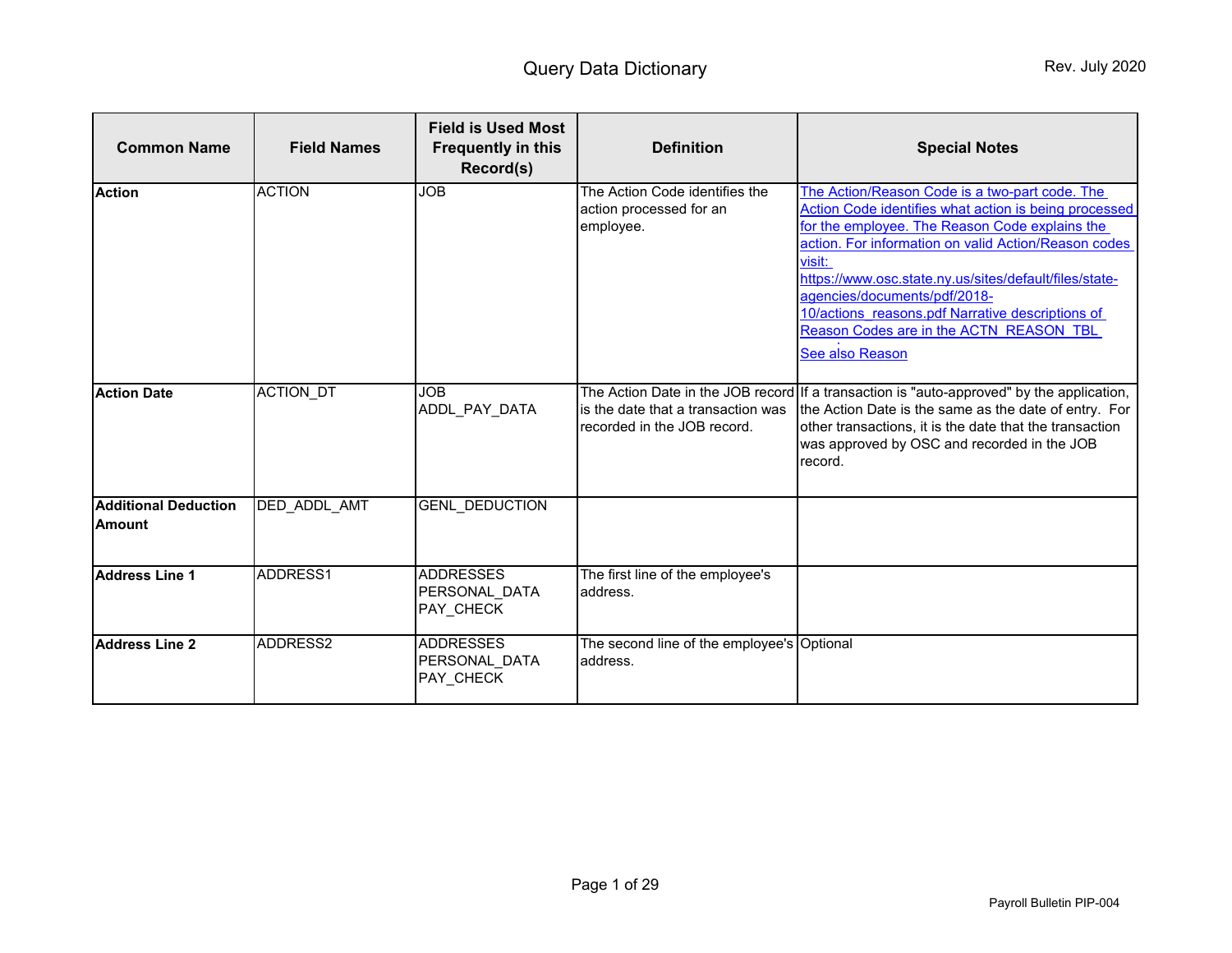# Query Data Dictionary

Rev. July 2020

| Common Name | Field Names | Field is Used Most Frequently in this Record(s) | Definition | Special Notes |
|---|---|---|---|---|
| **Action** | ACTION | JOB | The Action Code identifies the action processed for an employee. | The Action/Reason Code is a two-part code. The Action Code identifies what action is being processed for the employee. The Reason Code explains the action. For information on valid Action/Reason codes visit: https://www.osc.state.ny.us/sites/default/files/state-agencies/documents/pdf/2018-10/actions_reasons.pdf Narrative descriptions of Reason Codes are in the ACTN_REASON_TBL<br>See also Reason |
| **Action Date** | ACTION_DT | JOB<br>ADDL_PAY_DATA | The Action Date in the JOB record is the date that a transaction was recorded in the JOB record. | If a transaction is "auto-approved" by the application, the Action Date is the same as the date of entry. For other transactions, it is the date that the transaction was approved by OSC and recorded in the JOB record. |
| **Additional Deduction Amount** | DED_ADDL_AMT | GENL_DEDUCTION | | |
| **Address Line 1** | ADDRESS1 | ADDRESSES<br>PERSONAL_DATA<br>PAY_CHECK | The first line of the employee's address. | |
| **Address Line 2** | ADDRESS2 | ADDRESSES<br>PERSONAL_DATA<br>PAY_CHECK | The second line of the employee's address. | Optional |

Payroll Bulletin PIP-004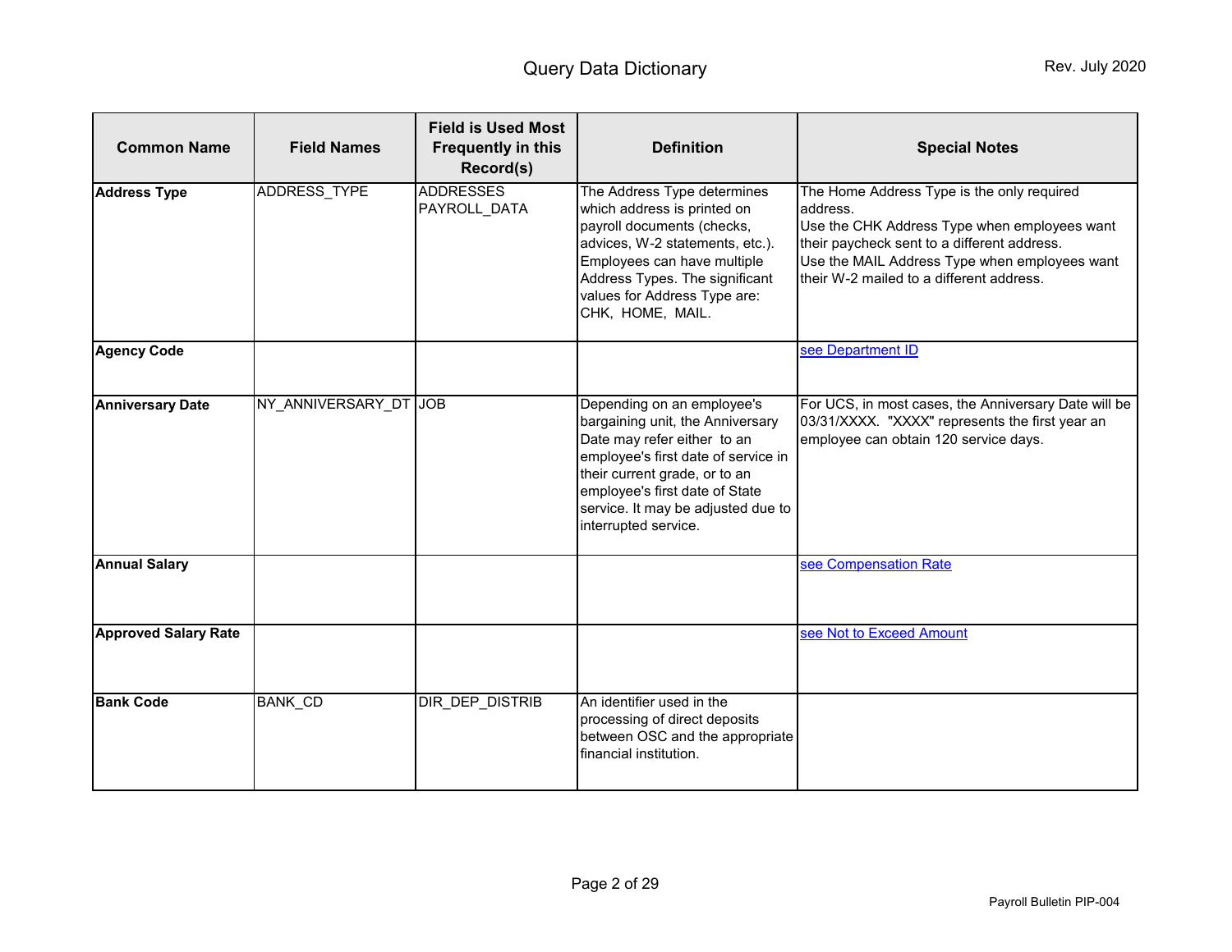| Common Name | Field Names | Field is Used Most Frequently in this Record(s) | Definition | Special Notes |
|---|---|---|---|---|
| **Address Type** | ADDRESS_TYPE | ADDRESSES PAYROLL_DATA | The Address Type determines which address is printed on payroll documents (checks, advices, W-2 statements, etc.). Employees can have multiple Address Types. The significant values for Address Type are: CHK, HOME, MAIL. | The Home Address Type is the only required address. Use the CHK Address Type when employees want their paycheck sent to a different address. Use the MAIL Address Type when employees want their W-2 mailed to a different address. |
| **Agency Code** | | | | see Department ID |
| **Anniversary Date** | NY_ANNIVERSARY_DT | JOB | Depending on an employee's bargaining unit, the Anniversary Date may refer either to an employee's first date of service in their current grade, or to an employee's first date of State service. It may be adjusted due to interrupted service. | For UCS, in most cases, the Anniversary Date will be 03/31/XXXX. "XXXX" represents the first year an employee can obtain 120 service days. |
| **Annual Salary** | | | | see Compensation Rate |
| **Approved Salary Rate** | | | | see Not to Exceed Amount |
| **Bank Code** | BANK_CD | DIR_DEP_DISTRIB | An identifier used in the processing of direct deposits between OSC and the appropriate financial institution. | |

Payroll Bulletin PIP-004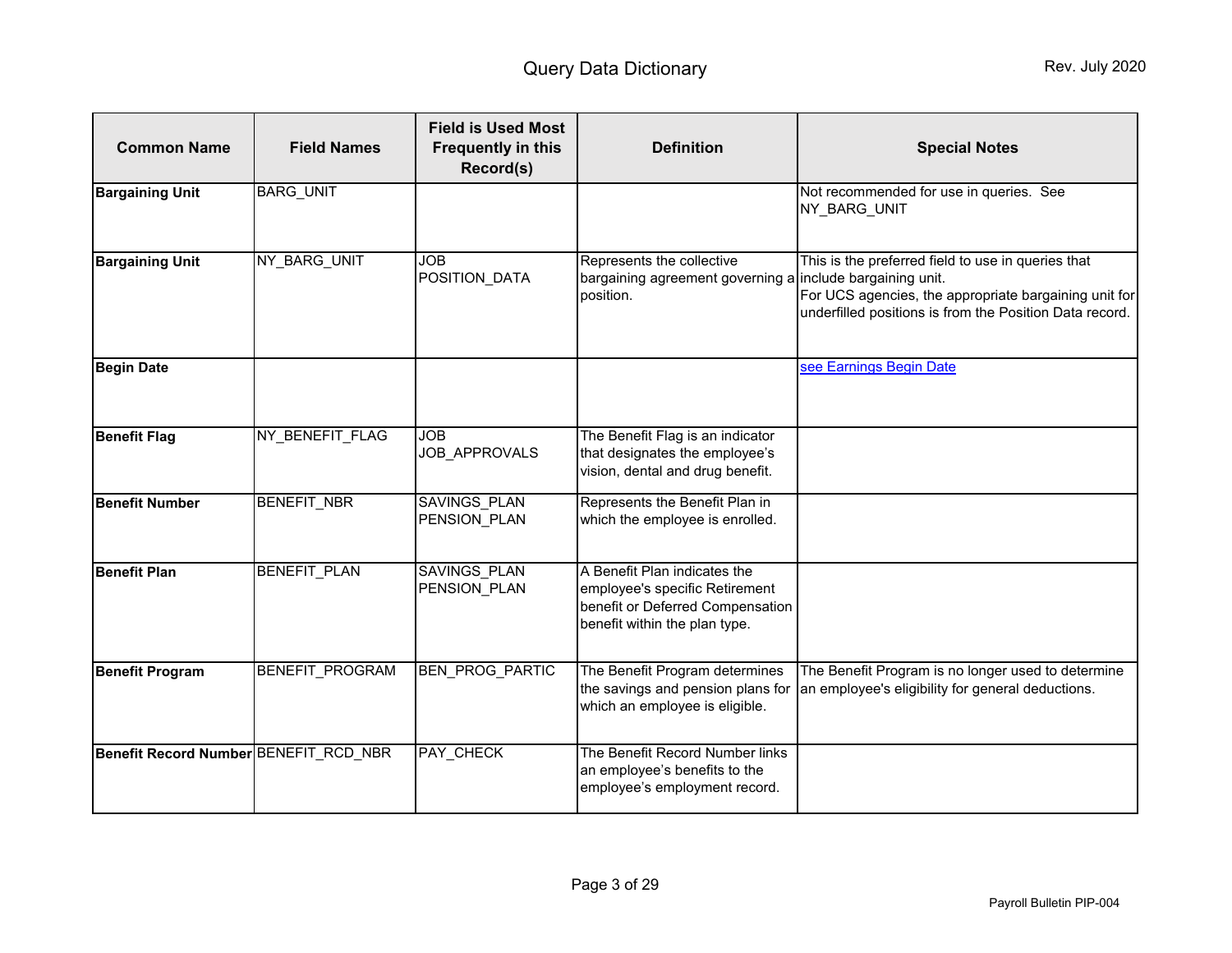| Common Name | Field Names | Field is Used Most Frequently in this Record(s) | Definition | Special Notes |
|---|---|---|---|---|
| **Bargaining Unit** | BARG_UNIT | | | Not recommended for use in queries. See NY_BARG_UNIT |
| **Bargaining Unit** | NY_BARG_UNIT | JOB<br>POSITION_DATA | Represents the collective bargaining agreement governing a position. | This is the preferred field to use in queries that include bargaining unit.<br>For UCS agencies, the appropriate bargaining unit for underfilled positions is from the Position Data record. |
| **Begin Date** | | | | see Earnings Begin Date |
| **Benefit Flag** | NY_BENEFIT_FLAG | JOB<br>JOB_APPROVALS | The Benefit Flag is an indicator that designates the employee's vision, dental and drug benefit. | |
| **Benefit Number** | BENEFIT_NBR | SAVINGS_PLAN<br>PENSION_PLAN | Represents the Benefit Plan in which the employee is enrolled. | |
| **Benefit Plan** | BENEFIT_PLAN | SAVINGS_PLAN<br>PENSION_PLAN | A Benefit Plan indicates the employee's specific Retirement benefit or Deferred Compensation benefit within the plan type. | |
| **Benefit Program** | BENEFIT_PROGRAM | BEN_PROG_PARTIC | The Benefit Program determines the savings and pension plans for which an employee is eligible. | The Benefit Program is no longer used to determine an employee's eligibility for general deductions. |
| **Benefit Record Number** | BENEFIT_RCD_NBR | PAY_CHECK | The Benefit Record Number links an employee's benefits to the employee's employment record. | |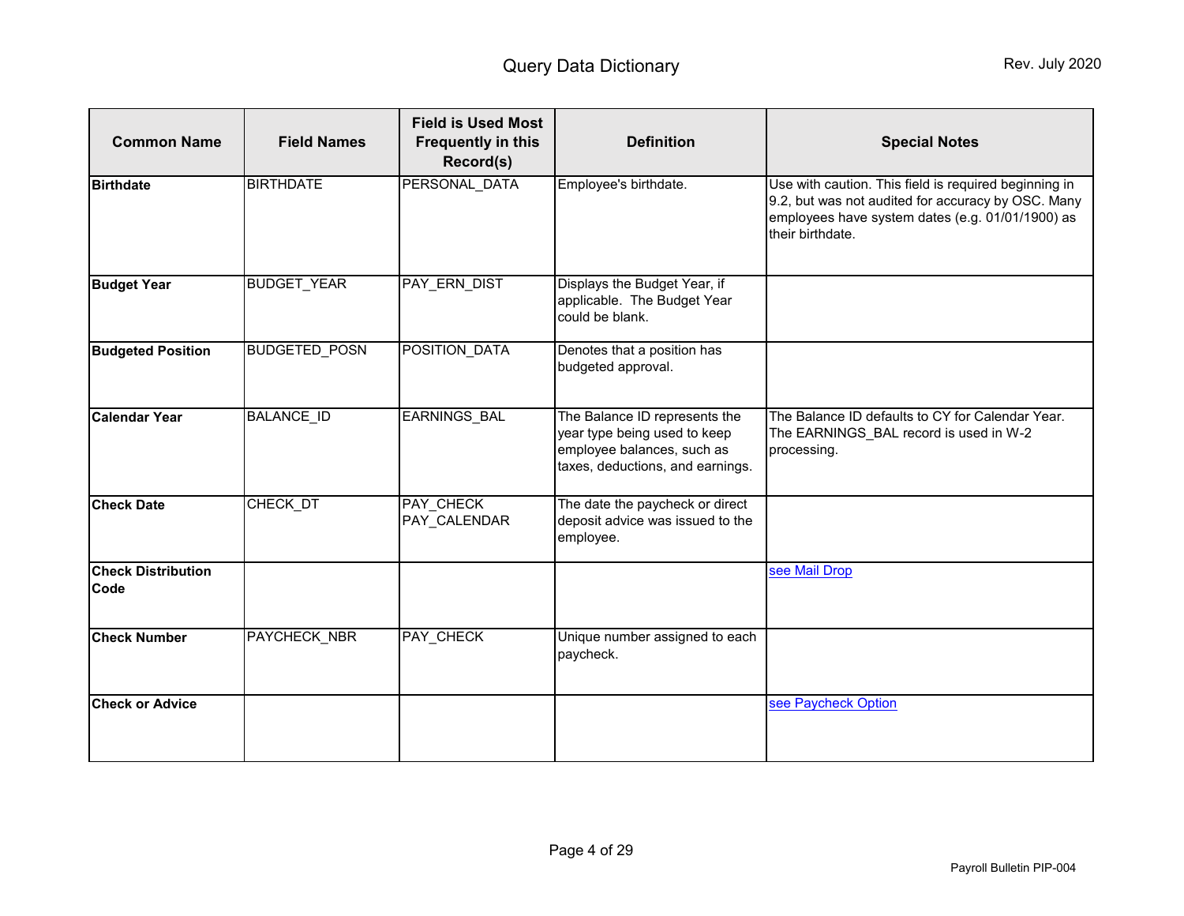| Common Name | Field Names | Field is Used Most Frequently in this Record(s) | Definition | Special Notes |
|---|---|---|---|---|
| **Birthdate** | BIRTHDATE | PERSONAL_DATA | Employee's birthdate. | Use with caution. This field is required beginning in 9.2, but was not audited for accuracy by OSC. Many employees have system dates (e.g. 01/01/1900) as their birthdate. |
| **Budget Year** | BUDGET_YEAR | PAY_ERN_DIST | Displays the Budget Year, if applicable. The Budget Year could be blank. | |
| **Budgeted Position** | BUDGETED_POSN | POSITION_DATA | Denotes that a position has budgeted approval. | |
| **Calendar Year** | BALANCE_ID | EARNINGS_BAL | The Balance ID represents the year type being used to keep employee balances, such as taxes, deductions, and earnings. | The Balance ID defaults to CY for Calendar Year. The EARNINGS_BAL record is used in W-2 processing. |
| **Check Date** | CHECK_DT | PAY_CHECK<br>PAY_CALENDAR | The date the paycheck or direct deposit advice was issued to the employee. | |
| **Check Distribution Code** | | | | see Mail Drop |
| **Check Number** | PAYCHECK_NBR | PAY_CHECK | Unique number assigned to each paycheck. | |
| **Check or Advice** | | | | see Paycheck Option |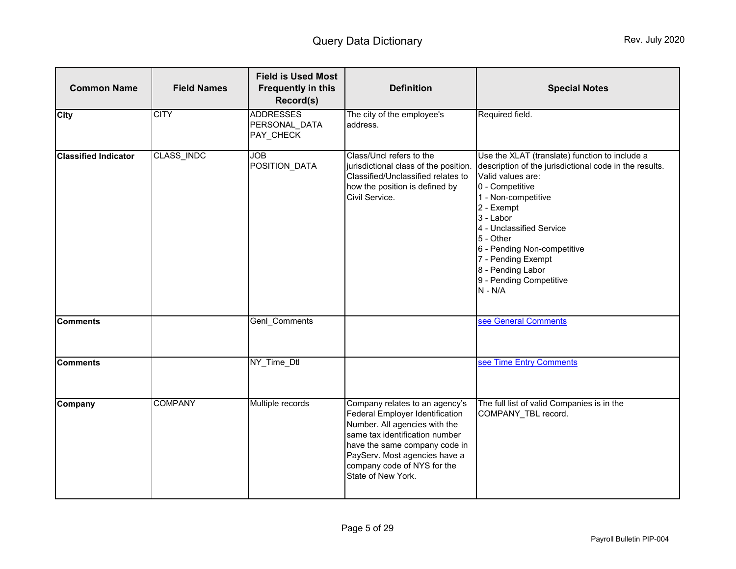| Common Name | Field Names | Field is Used Most Frequently in this Record(s) | Definition | Special Notes |
| --- | --- | --- | --- | --- |
| **City** | CITY | ADDRESSES<br>PERSONAL_DATA<br>PAY_CHECK | The city of the employee's address. | Required field. |
| **Classified Indicator** | CLASS_INDC | JOB<br>POSITION_DATA | Class/Uncl refers to the jurisdictional class of the position. Classified/Unclassified relates to how the position is defined by Civil Service. | Use the XLAT (translate) function to include a description of the jurisdictional code in the results. Valid values are:<br>0 - Competitive<br>1 - Non-competitive<br>2 - Exempt<br>3 - Labor<br>4 - Unclassified Service<br>5 - Other<br>6 - Pending Non-competitive<br>7 - Pending Exempt<br>8 - Pending Labor<br>9 - Pending Competitive<br>N - N/A |
| **Comments** | | Genl_Comments | | see General Comments |
| **Comments** | | NY_Time_Dtl | | see Time Entry Comments |
| **Company** | COMPANY | Multiple records | Company relates to an agency's Federal Employer Identification Number. All agencies with the same tax identification number have the same company code in PayServ. Most agencies have a company code of NYS for the State of New York. | The full list of valid Companies is in the COMPANY_TBL record. |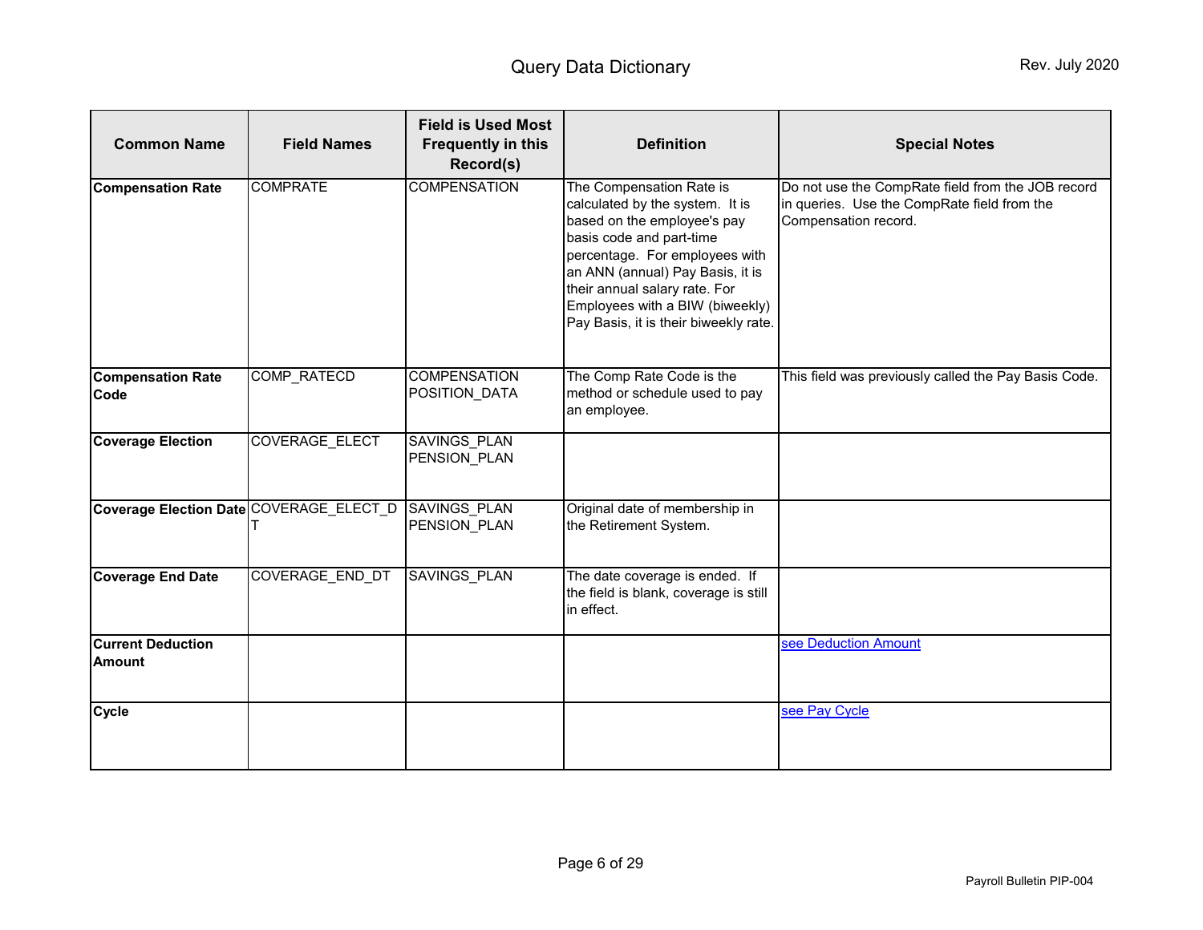| Common Name | Field Names | Field is Used Most Frequently in this Record(s) | Definition | Special Notes |
|---|---|---|---|---|
| **Compensation Rate** | COMPRATE | COMPENSATION | The Compensation Rate is calculated by the system. It is based on the employee's pay basis code and part-time percentage. For employees with an ANN (annual) Pay Basis, it is their annual salary rate. For Employees with a BIW (biweekly) Pay Basis, it is their biweekly rate. | Do not use the CompRate field from the JOB record in queries. Use the CompRate field from the Compensation record. |
| **Compensation Rate Code** | COMP_RATECD | COMPENSATION<br>POSITION_DATA | The Comp Rate Code is the method or schedule used to pay an employee. | This field was previously called the Pay Basis Code. |
| **Coverage Election** | COVERAGE_ELECT | SAVINGS_PLAN<br>PENSION_PLAN | | |
| **Coverage Election Date** | COVERAGE_ELECT_DT | SAVINGS_PLAN<br>PENSION_PLAN | Original date of membership in the Retirement System. | |
| **Coverage End Date** | COVERAGE_END_DT | SAVINGS_PLAN | The date coverage is ended. If the field is blank, coverage is still in effect. | |
| **Current Deduction Amount** | | | | see Deduction Amount |
| **Cycle** | | | | see Pay Cycle |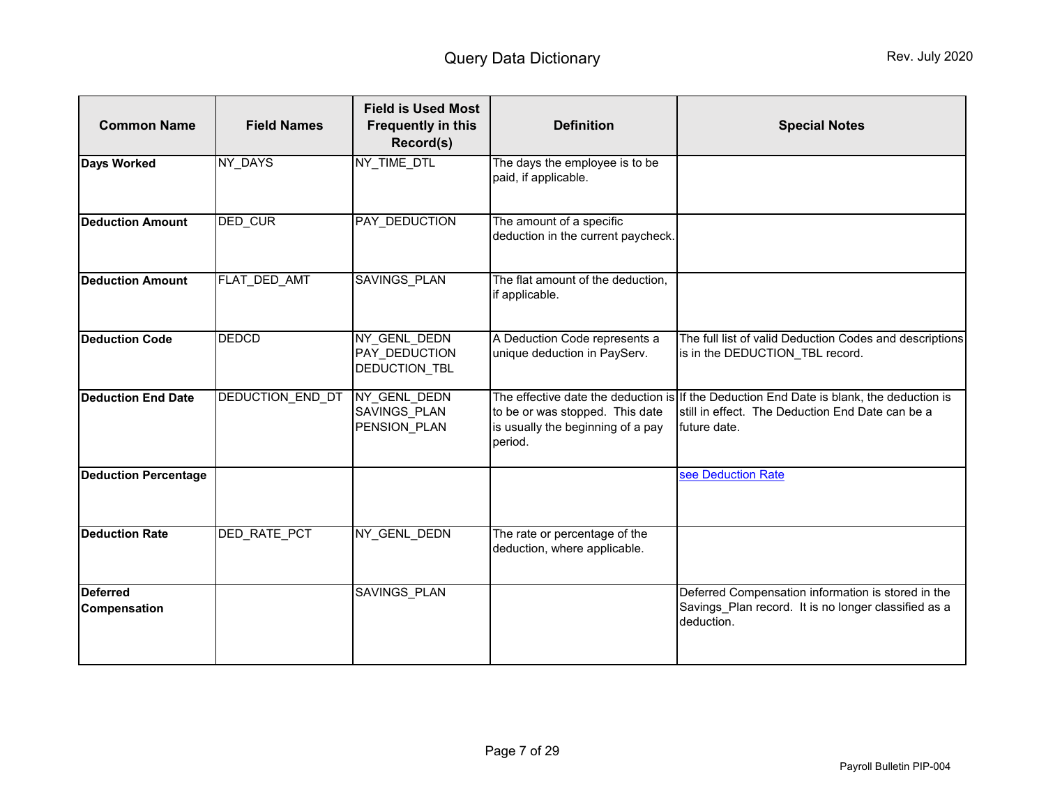| Common Name | Field Names | Field is Used Most Frequently in this Record(s) | Definition | Special Notes |
|---|---|---|---|---|
| **Days Worked** | NY_DAYS | NY_TIME_DTL | The days the employee is to be paid, if applicable. | |
| **Deduction Amount** | DED_CUR | PAY_DEDUCTION | The amount of a specific deduction in the current paycheck. | |
| **Deduction Amount** | FLAT_DED_AMT | SAVINGS_PLAN | The flat amount of the deduction, if applicable. | |
| **Deduction Code** | DEDCD | NY_GENL_DEDN<br>PAY_DEDUCTION<br>DEDUCTION_TBL | A Deduction Code represents a unique deduction in PayServ. | The full list of valid Deduction Codes and descriptions is in the DEDUCTION_TBL record. |
| **Deduction End Date** | DEDUCTION_END_DT | NY_GENL_DEDN<br>SAVINGS_PLAN<br>PENSION_PLAN | The effective date the deduction is to be or was stopped. This date is usually the beginning of a pay period. | If the Deduction End Date is blank, the deduction is still in effect. The Deduction End Date can be a future date. |
| **Deduction Percentage** | | | | see Deduction Rate |
| **Deduction Rate** | DED_RATE_PCT | NY_GENL_DEDN | The rate or percentage of the deduction, where applicable. | |
| **Deferred Compensation** | | SAVINGS_PLAN | | Deferred Compensation information is stored in the Savings_Plan record. It is no longer classified as a deduction. |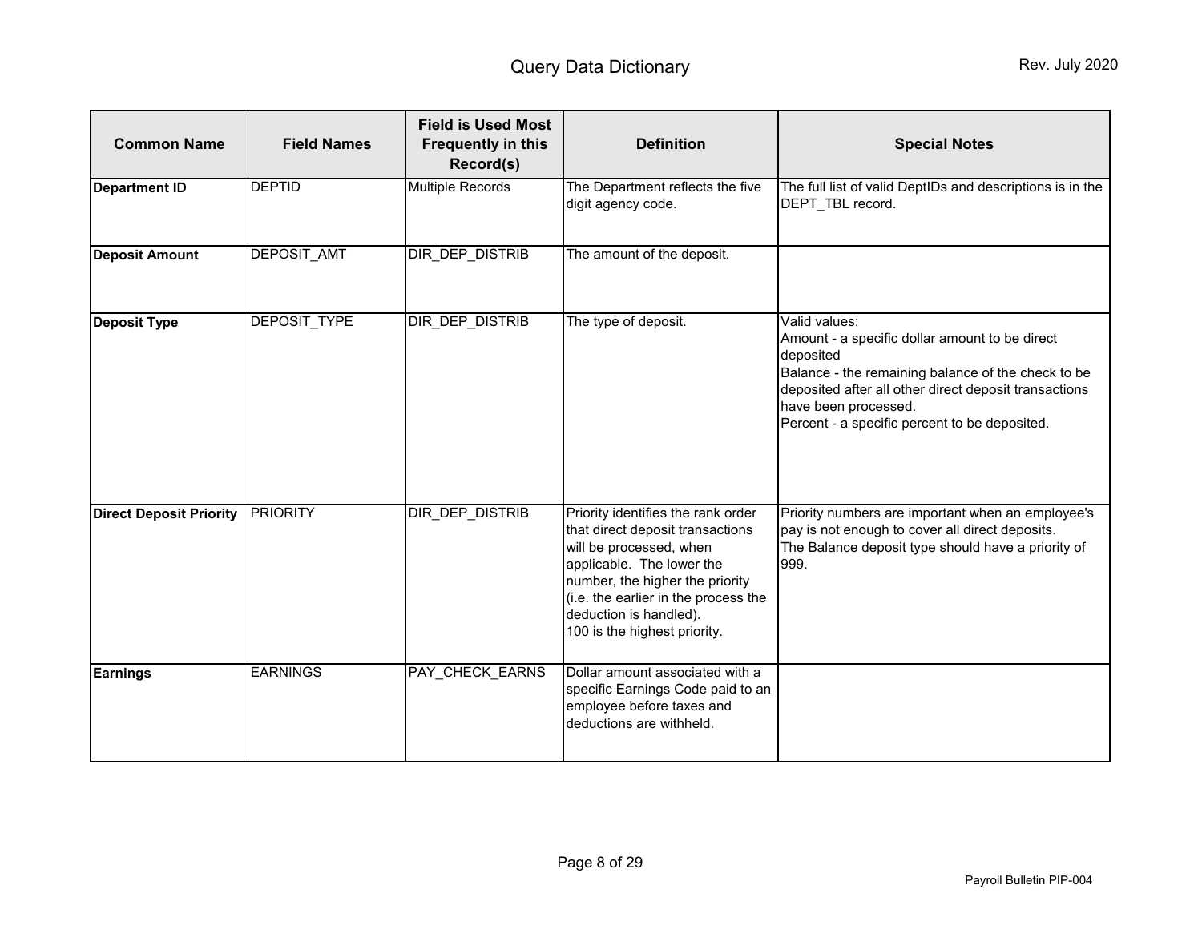| Common Name | Field Names | Field is Used Most Frequently in this Record(s) | Definition | Special Notes |
|---|---|---|---|---|
| **Department ID** | DEPTID | Multiple Records | The Department reflects the five digit agency code. | The full list of valid DeptIDs and descriptions is in the DEPT_TBL record. |
| **Deposit Amount** | DEPOSIT_AMT | DIR_DEP_DISTRIB | The amount of the deposit. | |
| **Deposit Type** | DEPOSIT_TYPE | DIR_DEP_DISTRIB | The type of deposit. | Valid values:<br>Amount - a specific dollar amount to be direct deposited<br>Balance - the remaining balance of the check to be deposited after all other direct deposit transactions have been processed.<br>Percent - a specific percent to be deposited. |
| **Direct Deposit Priority** | PRIORITY | DIR_DEP_DISTRIB | Priority identifies the rank order that direct deposit transactions will be processed, when applicable. The lower the number, the higher the priority (i.e. the earlier in the process the deduction is handled).<br>100 is the highest priority. | Priority numbers are important when an employee's pay is not enough to cover all direct deposits.<br>The Balance deposit type should have a priority of 999. |
| **Earnings** | EARNINGS | PAY_CHECK_EARNS | Dollar amount associated with a specific Earnings Code paid to an employee before taxes and deductions are withheld. | |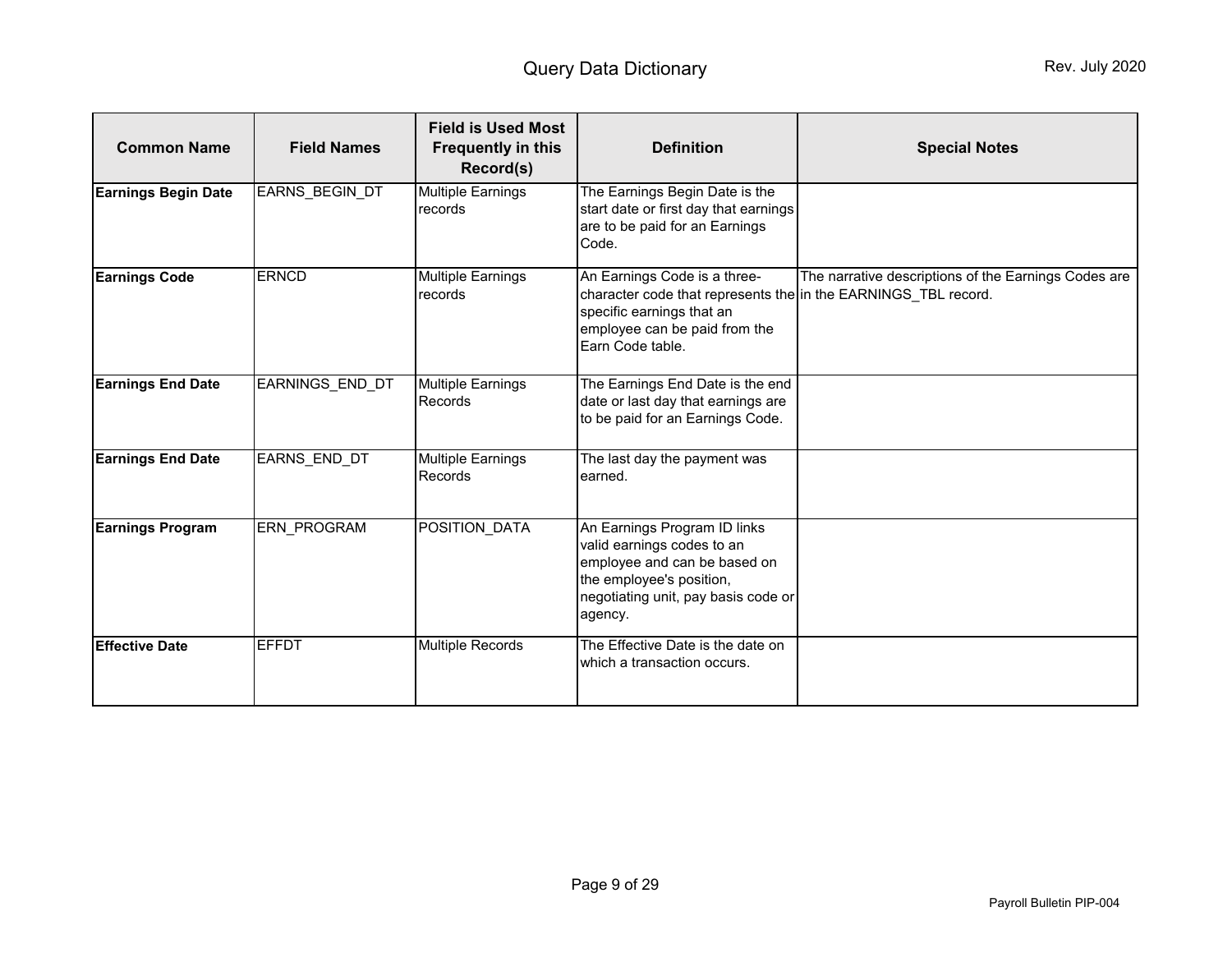| Common Name | Field Names | Field is Used Most Frequently in this Record(s) | Definition | Special Notes |
|---|---|---|---|---|
| **Earnings Begin Date** | EARNS_BEGIN_DT | Multiple Earnings records | The Earnings Begin Date is the start date or first day that earnings are to be paid for an Earnings Code. | |
| **Earnings Code** | ERNCD | Multiple Earnings records | An Earnings Code is a three-character code that represents the specific earnings that an employee can be paid from the Earn Code table. | The narrative descriptions of the Earnings Codes are in the EARNINGS_TBL record. |
| **Earnings End Date** | EARNINGS_END_DT | Multiple Earnings Records | The Earnings End Date is the end date or last day that earnings are to be paid for an Earnings Code. | |
| **Earnings End Date** | EARNS_END_DT | Multiple Earnings Records | The last day the payment was earned. | |
| **Earnings Program** | ERN_PROGRAM | POSITION_DATA | An Earnings Program ID links valid earnings codes to an employee and can be based on the employee's position, negotiating unit, pay basis code or agency. | |
| **Effective Date** | EFFDT | Multiple Records | The Effective Date is the date on which a transaction occurs. | |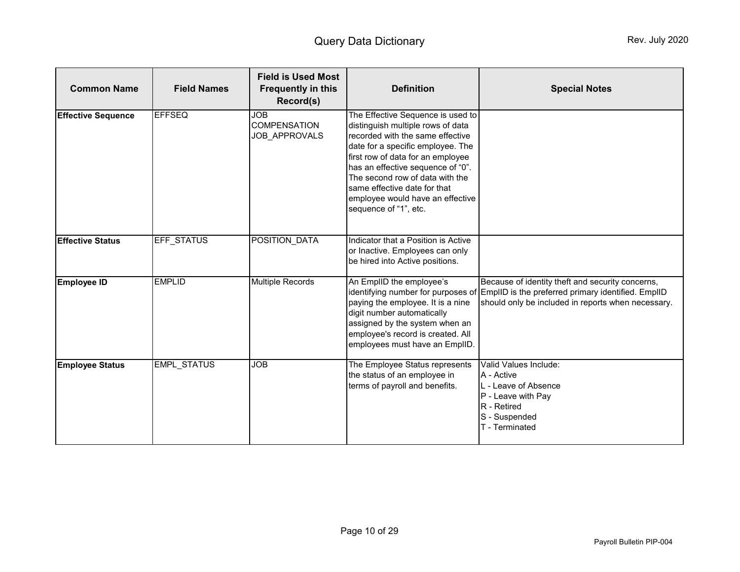| Common Name | Field Names | Field is Used Most Frequently in this Record(s) | Definition | Special Notes |
|---|---|---|---|---|
| **Effective Sequence** | EFFSEQ | JOB<br>COMPENSATION<br>JOB_APPROVALS | The Effective Sequence is used to distinguish multiple rows of data recorded with the same effective date for a specific employee. The first row of data for an employee has an effective sequence of "0". The second row of data with the same effective date for that employee would have an effective sequence of "1", etc. | |
| **Effective Status** | EFF_STATUS | POSITION_DATA | Indicator that a Position is Active or Inactive. Employees can only be hired into Active positions. | |
| **Employee ID** | EMPLID | Multiple Records | An EmplID the employee's identifying number for purposes of paying the employee. It is a nine digit number automatically assigned by the system when an employee's record is created. All employees must have an EmplID. | Because of identity theft and security concerns, EmplID is the preferred primary identified. EmplID should only be included in reports when necessary. |
| **Employee Status** | EMPL_STATUS | JOB | The Employee Status represents the status of an employee in terms of payroll and benefits. | Valid Values Include:<br>A - Active<br>L - Leave of Absence<br>P - Leave with Pay<br>R - Retired<br>S - Suspended<br>T - Terminated |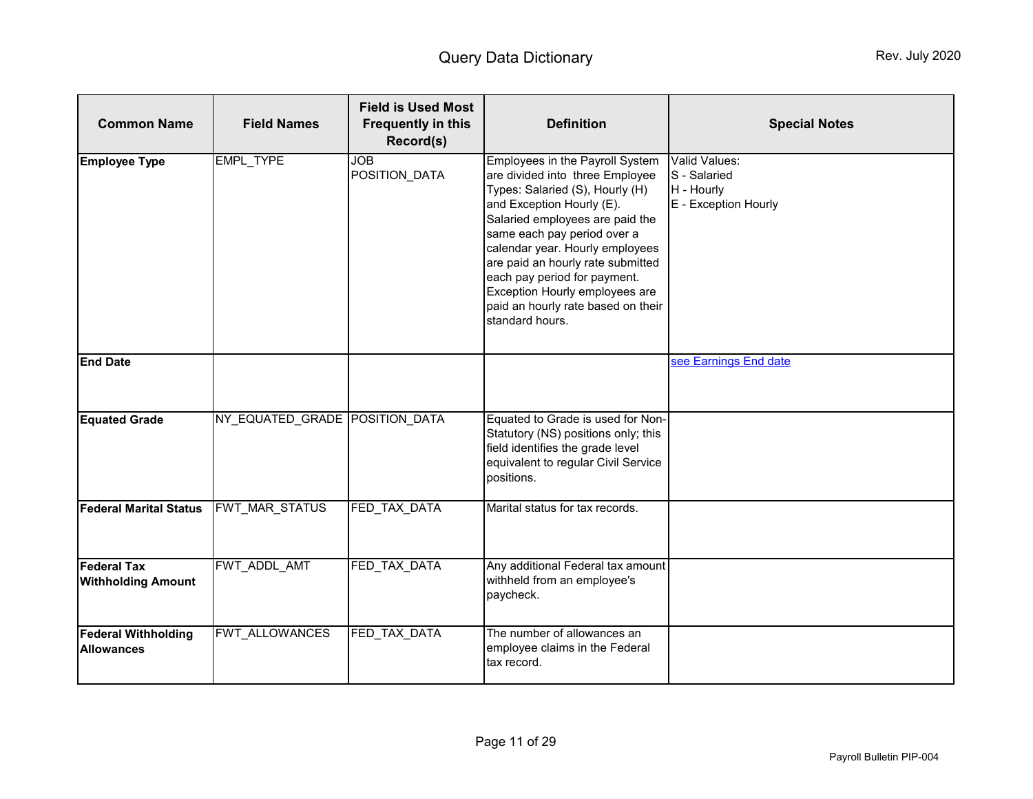| Common Name | Field Names | Field is Used Most Frequently in this Record(s) | Definition | Special Notes |
|---|---|---|---|---|
| **Employee Type** | EMPL_TYPE | JOB<br>POSITION_DATA | Employees in the Payroll System are divided into three Employee Types: Salaried (S), Hourly (H) and Exception Hourly (E). Salaried employees are paid the same each pay period over a calendar year. Hourly employees are paid an hourly rate submitted each pay period for payment. Exception Hourly employees are paid an hourly rate based on their standard hours. | Valid Values:<br>S - Salaried<br>H - Hourly<br>E - Exception Hourly |
| **End Date** | | | | see Earnings End date |
| **Equated Grade** | NY_EQUATED_GRADE | POSITION_DATA | Equated to Grade is used for Non-Statutory (NS) positions only; this field identifies the grade level equivalent to regular Civil Service positions. | |
| **Federal Marital Status** | FWT_MAR_STATUS | FED_TAX_DATA | Marital status for tax records. | |
| **Federal Tax Withholding Amount** | FWT_ADDL_AMT | FED_TAX_DATA | Any additional Federal tax amount withheld from an employee's paycheck. | |
| **Federal Withholding Allowances** | FWT_ALLOWANCES | FED_TAX_DATA | The number of allowances an employee claims in the Federal tax record. | |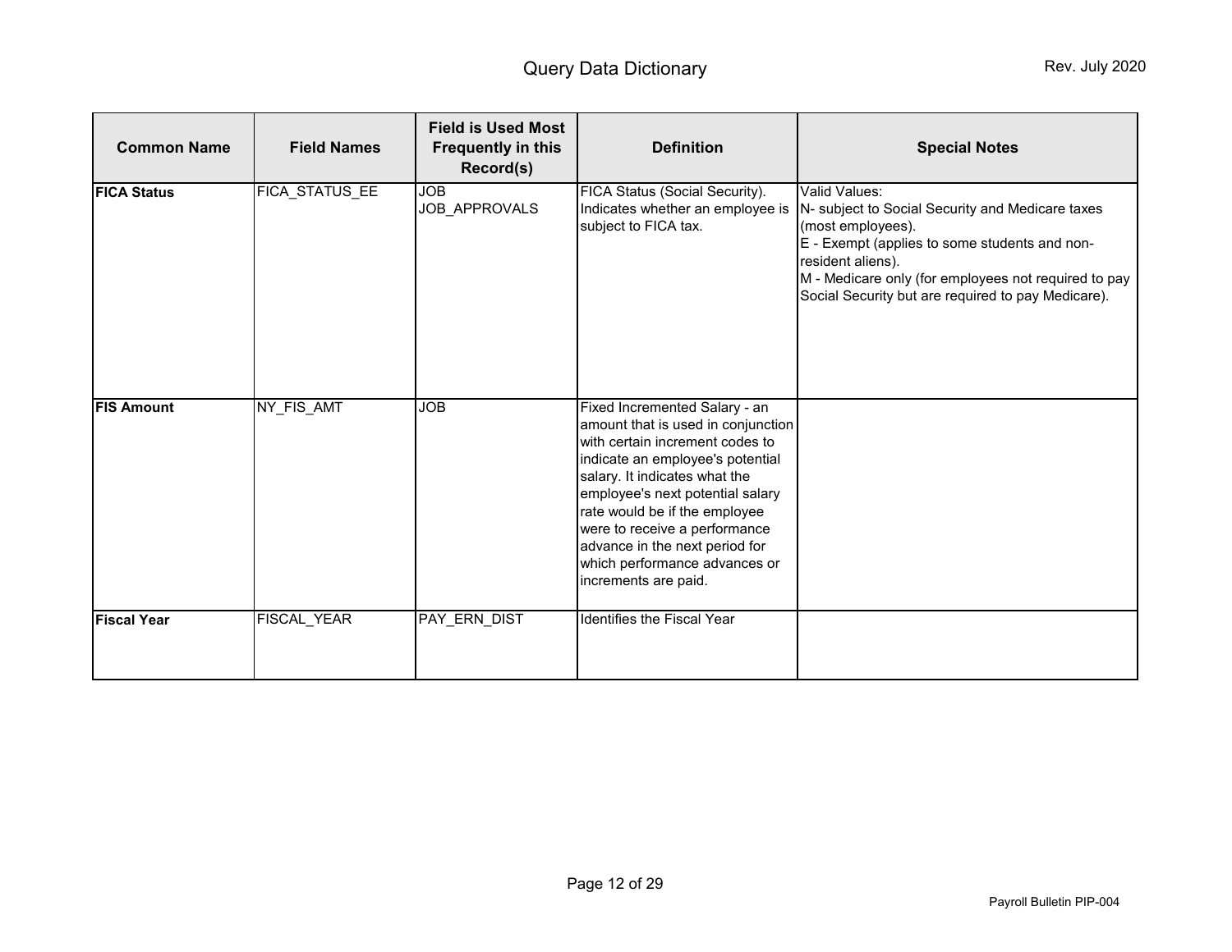| Common Name | Field Names | Field is Used Most Frequently in this Record(s) | Definition | Special Notes |
|---|---|---|---|---|
| **FICA Status** | FICA_STATUS_EE | JOB<br>JOB_APPROVALS | FICA Status (Social Security). Indicates whether an employee is subject to FICA tax. | Valid Values:<br>N- subject to Social Security and Medicare taxes (most employees).<br>E - Exempt (applies to some students and non-resident aliens).<br>M - Medicare only (for employees not required to pay Social Security but are required to pay Medicare). |
| **FIS Amount** | NY_FIS_AMT | JOB | Fixed Incremented Salary - an amount that is used in conjunction with certain increment codes to indicate an employee's potential salary. It indicates what the employee's next potential salary rate would be if the employee were to receive a performance advance in the next period for which performance advances or increments are paid. | |
| **Fiscal Year** | FISCAL_YEAR | PAY_ERN_DIST | Identifies the Fiscal Year | |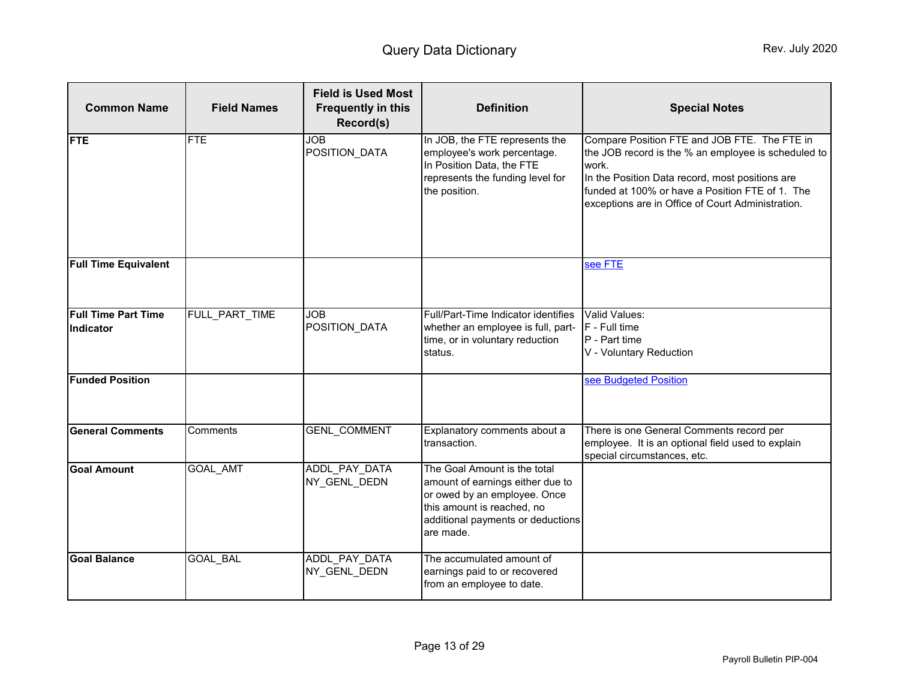| Common Name | Field Names | Field is Used Most Frequently in this Record(s) | Definition | Special Notes |
|---|---|---|---|---|
| **FTE** | FTE | JOB<br>POSITION_DATA | In JOB, the FTE represents the employee's work percentage.<br>In Position Data, the FTE represents the funding level for the position. | Compare Position FTE and JOB FTE. The FTE in the JOB record is the % an employee is scheduled to work.<br>In the Position Data record, most positions are funded at 100% or have a Position FTE of 1. The exceptions are in Office of Court Administration. |
| **Full Time Equivalent** | | | | see FTE |
| **Full Time Part Time Indicator** | FULL_PART_TIME | JOB<br>POSITION_DATA | Full/Part-Time Indicator identifies whether an employee is full, part-time, or in voluntary reduction status. | Valid Values:<br>F - Full time<br>P - Part time<br>V - Voluntary Reduction |
| **Funded Position** | | | | see Budgeted Position |
| **General Comments** | Comments | GENL_COMMENT | Explanatory comments about a transaction. | There is one General Comments record per employee. It is an optional field used to explain special circumstances, etc. |
| **Goal Amount** | GOAL_AMT | ADDL_PAY_DATA<br>NY_GENL_DEDN | The Goal Amount is the total amount of earnings either due to or owed by an employee. Once this amount is reached, no additional payments or deductions are made. | |
| **Goal Balance** | GOAL_BAL | ADDL_PAY_DATA<br>NY_GENL_DEDN | The accumulated amount of earnings paid to or recovered from an employee to date. | |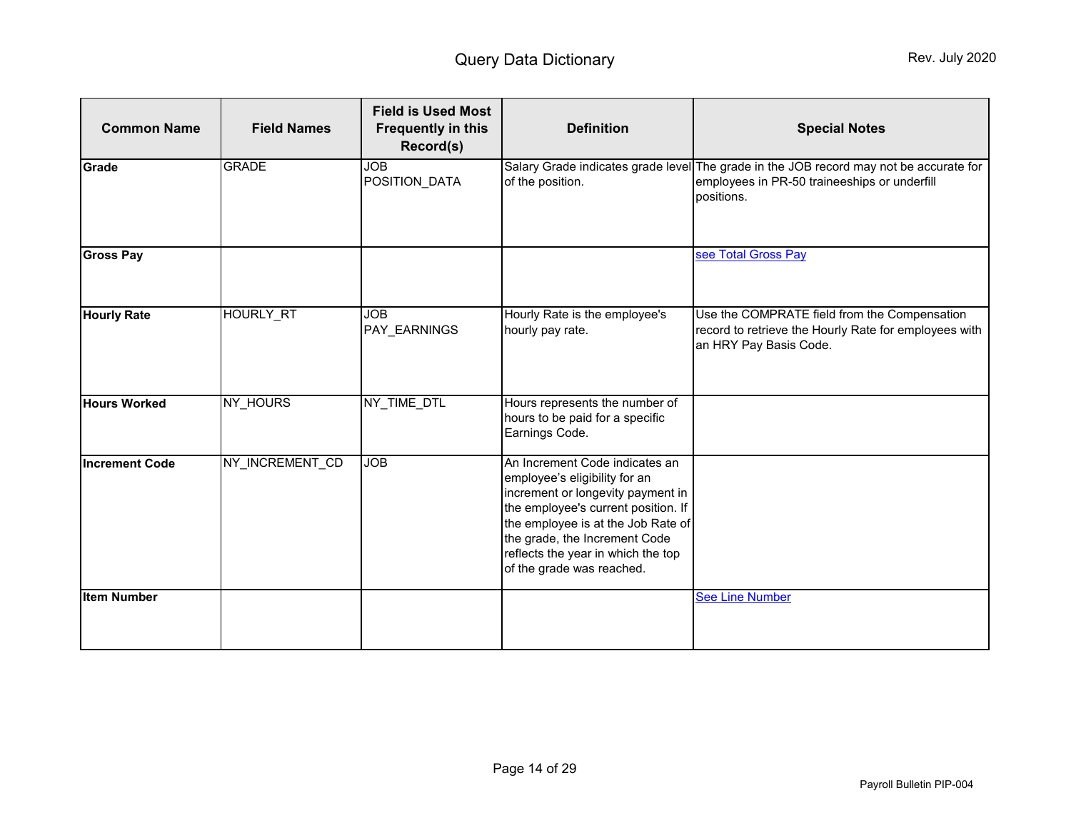| Common Name | Field Names | Field is Used Most Frequently in this Record(s) | Definition | Special Notes |
|---|---|---|---|---|
| **Grade** | GRADE | JOB<br>POSITION_DATA | Salary Grade indicates grade level of the position. | The grade in the JOB record may not be accurate for employees in PR-50 traineeships or underfill positions. |
| **Gross Pay** | | | | see Total Gross Pay |
| **Hourly Rate** | HOURLY_RT | JOB<br>PAY_EARNINGS | Hourly Rate is the employee's hourly pay rate. | Use the COMPRATE field from the Compensation record to retrieve the Hourly Rate for employees with an HRY Pay Basis Code. |
| **Hours Worked** | NY_HOURS | NY_TIME_DTL | Hours represents the number of hours to be paid for a specific Earnings Code. | |
| **Increment Code** | NY_INCREMENT_CD | JOB | An Increment Code indicates an employee's eligibility for an increment or longevity payment in the employee's current position. If the employee is at the Job Rate of the grade, the Increment Code reflects the year in which the top of the grade was reached. | |
| **Item Number** | | | | See Line Number |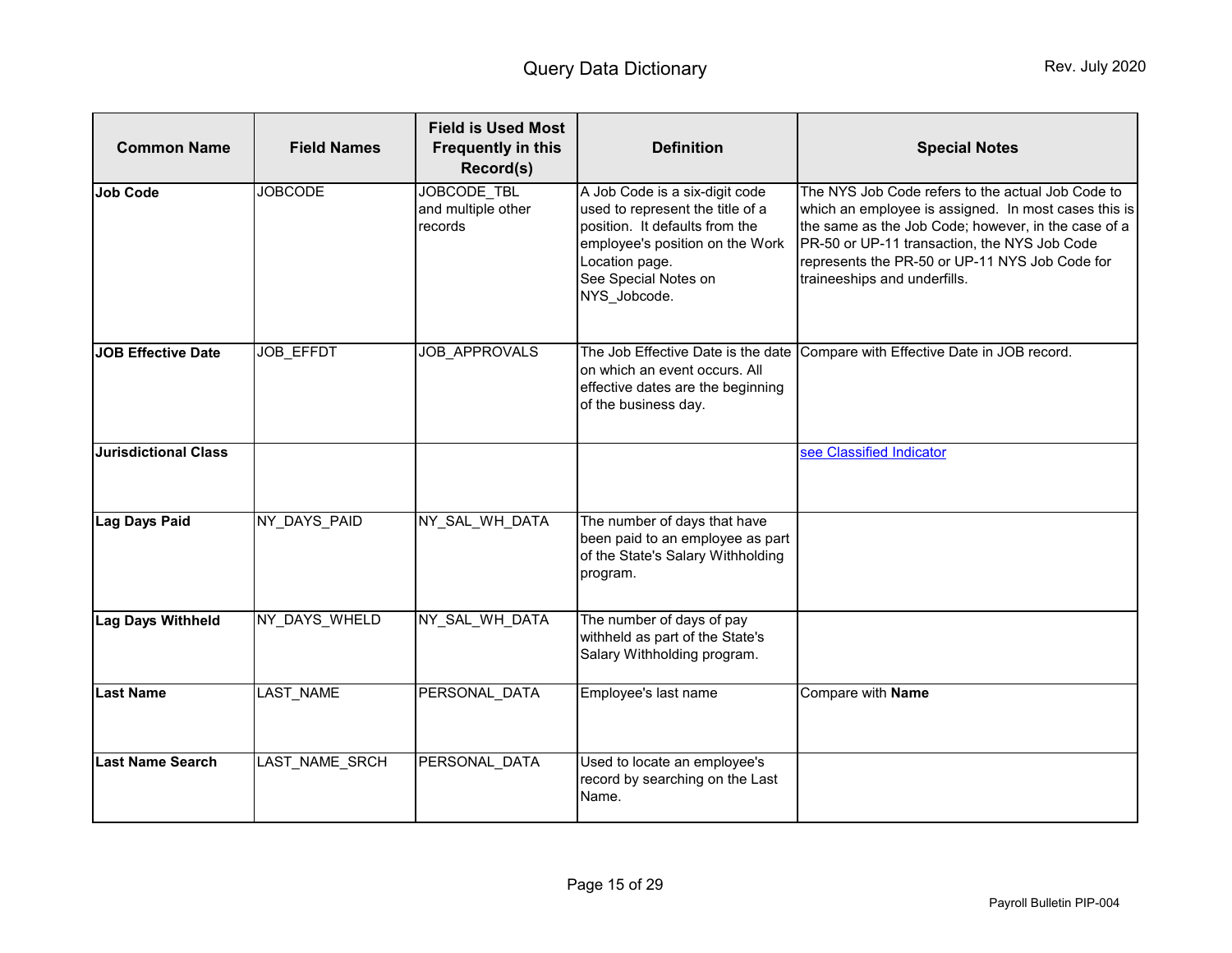| Common Name | Field Names | Field is Used Most Frequently in this Record(s) | Definition | Special Notes |
|---|---|---|---|---|
| **Job Code** | JOBCODE | JOBCODE_TBL and multiple other records | A Job Code is a six-digit code used to represent the title of a position. It defaults from the employee's position on the Work Location page. See Special Notes on NYS_Jobcode. | The NYS Job Code refers to the actual Job Code to which an employee is assigned. In most cases this is the same as the Job Code; however, in the case of a PR-50 or UP-11 transaction, the NYS Job Code represents the PR-50 or UP-11 NYS Job Code for traineeships and underfills. |
| **JOB Effective Date** | JOB_EFFDT | JOB_APPROVALS | The Job Effective Date is the date on which an event occurs. All effective dates are the beginning of the business day. | Compare with Effective Date in JOB record. |
| **Jurisdictional Class** | | | | see Classified Indicator |
| **Lag Days Paid** | NY_DAYS_PAID | NY_SAL_WH_DATA | The number of days that have been paid to an employee as part of the State's Salary Withholding program. | |
| **Lag Days Withheld** | NY_DAYS_WHELD | NY_SAL_WH_DATA | The number of days of pay withheld as part of the State's Salary Withholding program. | |
| **Last Name** | LAST_NAME | PERSONAL_DATA | Employee's last name | Compare with **Name** |
| **Last Name Search** | LAST_NAME_SRCH | PERSONAL_DATA | Used to locate an employee's record by searching on the Last Name. | |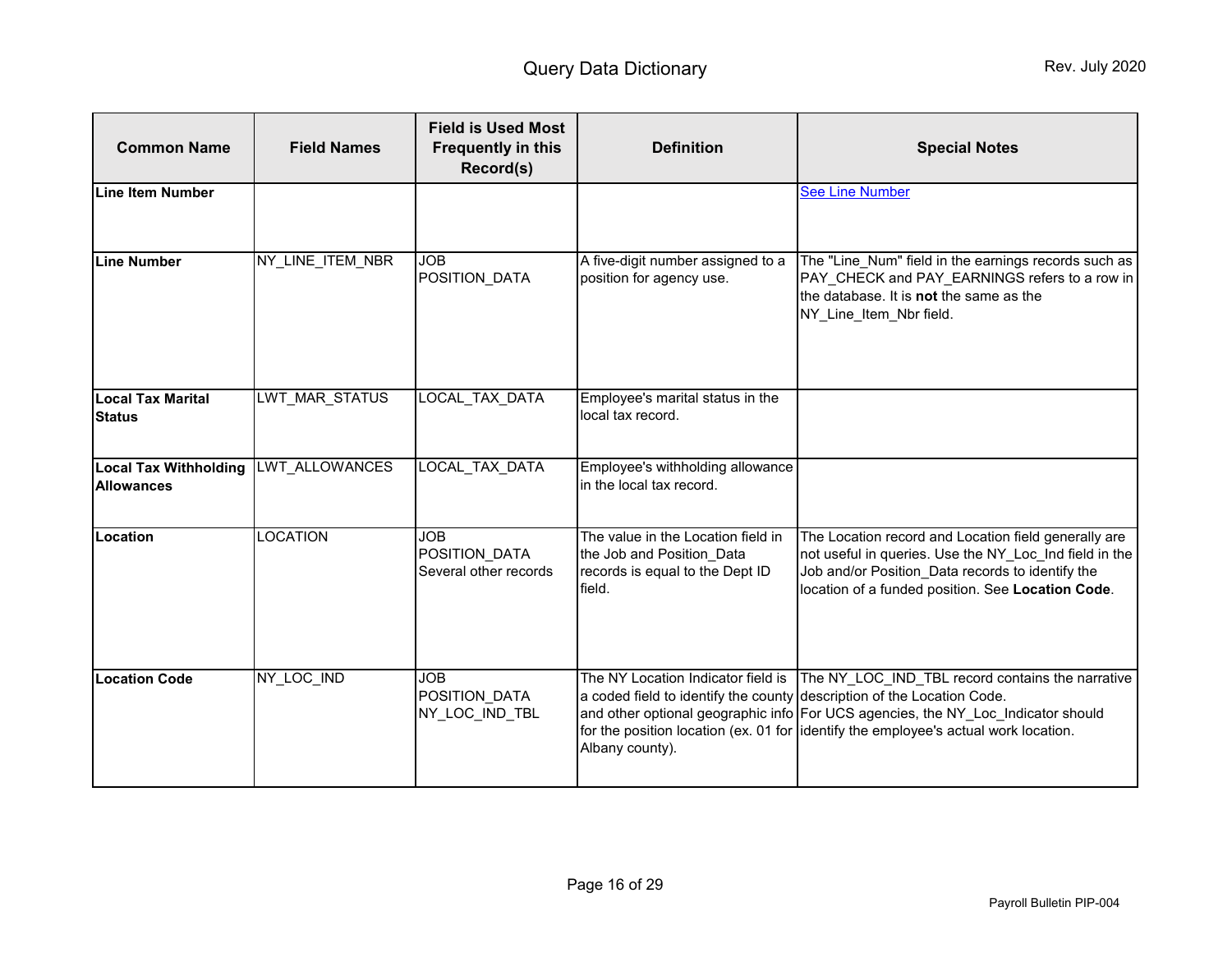| Common Name | Field Names | Field is Used Most Frequently in this Record(s) | Definition | Special Notes |
|---|---|---|---|---|
| **Line Item Number** | | | | See Line Number |
| **Line Number** | NY_LINE_ITEM_NBR | JOB<br>POSITION_DATA | A five-digit number assigned to a position for agency use. | The "Line_Num" field in the earnings records such as PAY_CHECK and PAY_EARNINGS refers to a row in the database. It is **not** the same as the NY_Line_Item_Nbr field. |
| **Local Tax Marital Status** | LWT_MAR_STATUS | LOCAL_TAX_DATA | Employee's marital status in the local tax record. | |
| **Local Tax Withholding Allowances** | LWT_ALLOWANCES | LOCAL_TAX_DATA | Employee's withholding allowance in the local tax record. | |
| **Location** | LOCATION | JOB<br>POSITION_DATA<br>Several other records | The value in the Location field in the Job and Position_Data records is equal to the Dept ID field. | The Location record and Location field generally are not useful in queries. Use the NY_Loc_Ind field in the Job and/or Position_Data records to identify the location of a funded position. See **Location Code**. |
| **Location Code** | NY_LOC_IND | JOB<br>POSITION_DATA<br>NY_LOC_IND_TBL | The NY Location Indicator field is a coded field to identify the county and other optional geographic info for the position location (ex. 01 for Albany county). | The NY_LOC_IND_TBL record contains the narrative description of the Location Code. For UCS agencies, the NY_Loc_Indicator should identify the employee's actual work location. |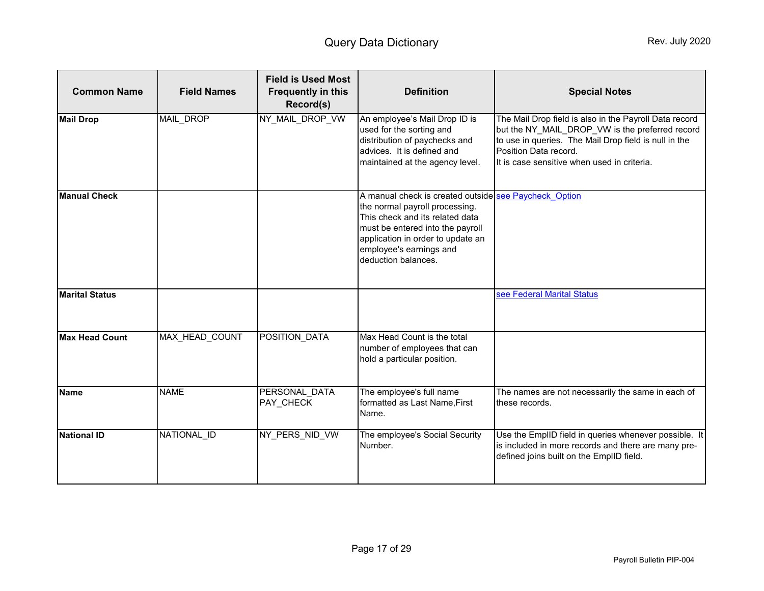| Common Name | Field Names | Field is Used Most Frequently in this Record(s) | Definition | Special Notes |
|---|---|---|---|---|
| **Mail Drop** | MAIL_DROP | NY_MAIL_DROP_VW | An employee's Mail Drop ID is used for the sorting and distribution of paychecks and advices. It is defined and maintained at the agency level. | The Mail Drop field is also in the Payroll Data record but the NY_MAIL_DROP_VW is the preferred record to use in queries. The Mail Drop field is null in the Position Data record.<br>It is case sensitive when used in criteria. |
| **Manual Check** | | | A manual check is created outside the normal payroll processing. This check and its related data must be entered into the payroll application in order to update an employee's earnings and deduction balances. | see Paycheck_Option |
| **Marital Status** | | | | see Federal Marital Status |
| **Max Head Count** | MAX_HEAD_COUNT | POSITION_DATA | Max Head Count is the total number of employees that can hold a particular position. | |
| **Name** | NAME | PERSONAL_DATA<br>PAY_CHECK | The employee's full name formatted as Last Name,First Name. | The names are not necessarily the same in each of these records. |
| **National ID** | NATIONAL_ID | NY_PERS_NID_VW | The employee's Social Security Number. | Use the EmplID field in queries whenever possible. It is included in more records and there are many pre-defined joins built on the EmplID field. |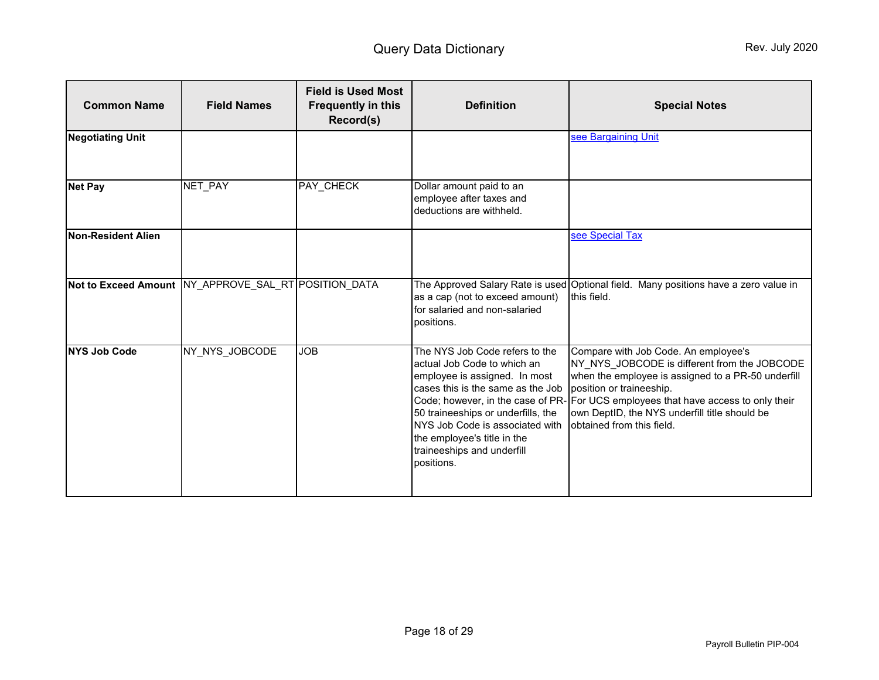| Common Name | Field Names | Field is Used Most Frequently in this Record(s) | Definition | Special Notes |
|---|---|---|---|---|
| **Negotiating Unit** | | | | see Bargaining Unit |
| **Net Pay** | NET_PAY | PAY_CHECK | Dollar amount paid to an employee after taxes and deductions are withheld. | |
| **Non-Resident Alien** | | | | see Special Tax |
| **Not to Exceed Amount** | NY_APPROVE_SAL_RT | POSITION_DATA | The Approved Salary Rate is used as a cap (not to exceed amount) for salaried and non-salaried positions. | Optional field. Many positions have a zero value in this field. |
| **NYS Job Code** | NY_NYS_JOBCODE | JOB | The NYS Job Code refers to the actual Job Code to which an employee is assigned. In most cases this is the same as the Job Code; however, in the case of PR-50 traineeships or underfills, the NYS Job Code is associated with the employee's title in the traineeships and underfill positions. | Compare with Job Code. An employee's NY_NYS_JOBCODE is different from the JOBCODE when the employee is assigned to a PR-50 underfill position or traineeship. For UCS employees that have access to only their own DeptID, the NYS underfill title should be obtained from this field. |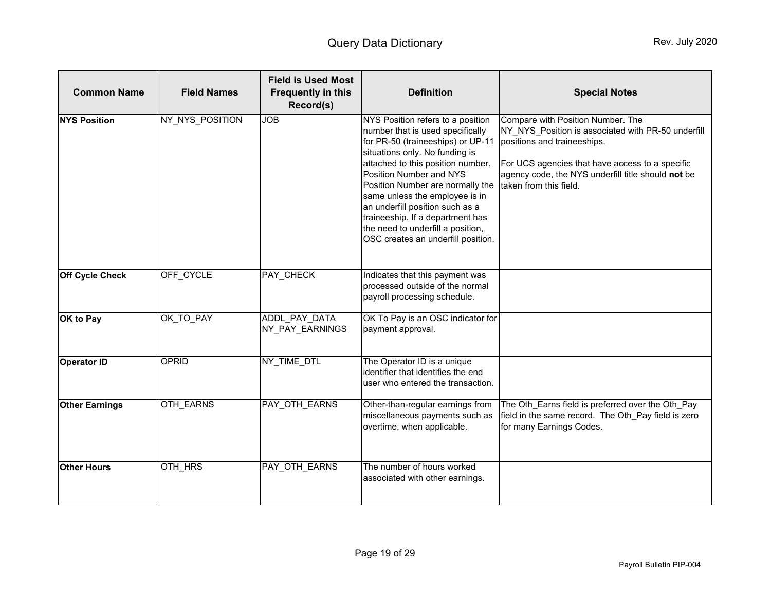| Common Name | Field Names | Field is Used Most Frequently in this Record(s) | Definition | Special Notes |
|---|---|---|---|---|
| **NYS Position** | NY_NYS_POSITION | JOB | NYS Position refers to a position number that is used specifically for PR-50 (traineeships) or UP-11 situations only. No funding is attached to this position number. Position Number and NYS Position Number are normally the same unless the employee is in an underfill position such as a traineeship. If a department has the need to underfill a position, OSC creates an underfill position. | Compare with Position Number. The NY_NYS_Position is associated with PR-50 underfill positions and traineeships.<br><br>For UCS agencies that have access to a specific agency code, the NYS underfill title should **not** be taken from this field. |
| **Off Cycle Check** | OFF_CYCLE | PAY_CHECK | Indicates that this payment was processed outside of the normal payroll processing schedule. | |
| **OK to Pay** | OK_TO_PAY | ADDL_PAY_DATA<br>NY_PAY_EARNINGS | OK To Pay is an OSC indicator for payment approval. | |
| **Operator ID** | OPRID | NY_TIME_DTL | The Operator ID is a unique identifier that identifies the end user who entered the transaction. | |
| **Other Earnings** | OTH_EARNS | PAY_OTH_EARNS | Other-than-regular earnings from miscellaneous payments such as overtime, when applicable. | The Oth_Earns field is preferred over the Oth_Pay field in the same record. The Oth_Pay field is zero for many Earnings Codes. |
| **Other Hours** | OTH_HRS | PAY_OTH_EARNS | The number of hours worked associated with other earnings. | |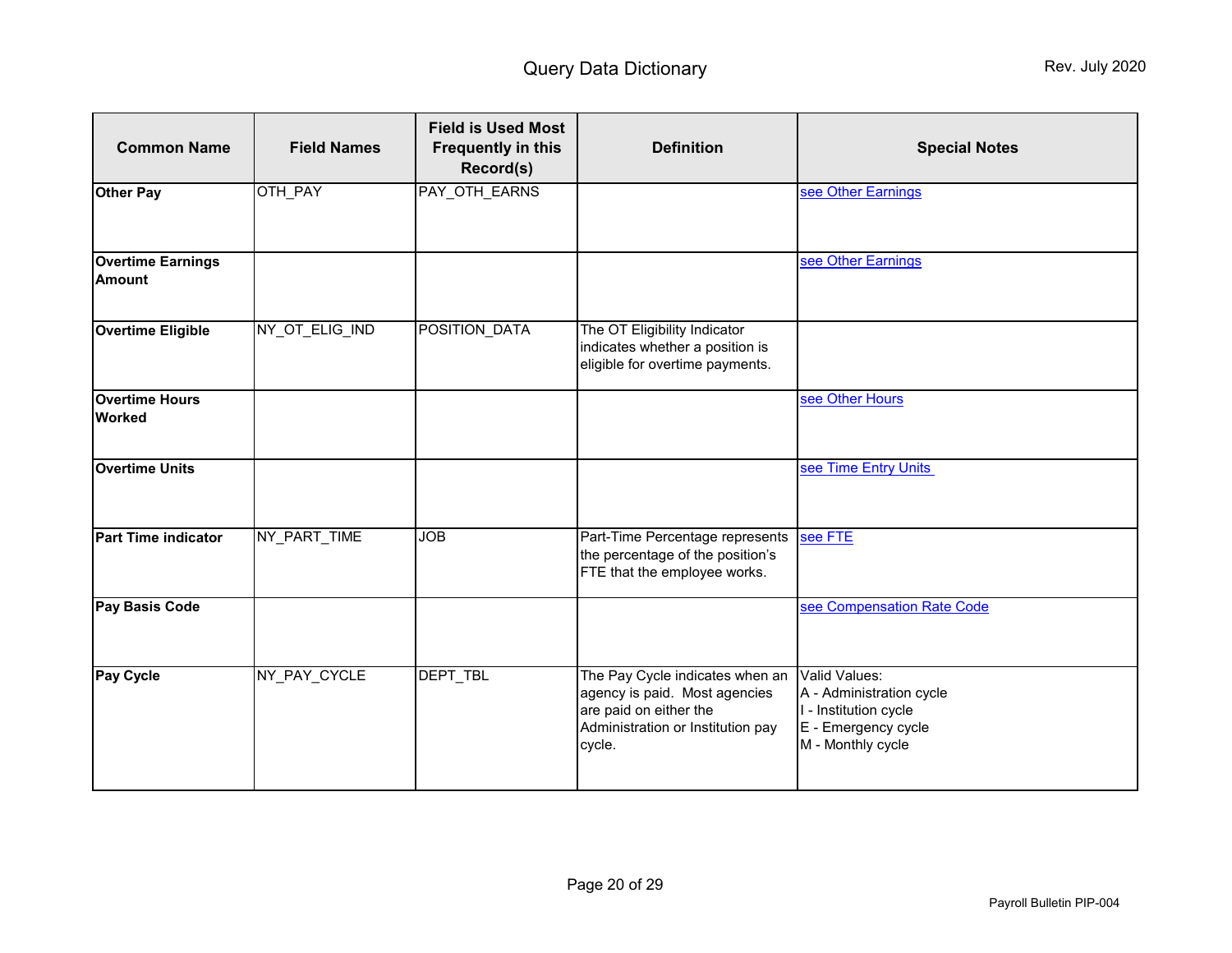| Common Name | Field Names | Field is Used Most Frequently in this Record(s) | Definition | Special Notes |
|---|---|---|---|---|
| **Other Pay** | OTH_PAY | PAY_OTH_EARNS | | see Other Earnings |
| **Overtime Earnings Amount** | | | | see Other Earnings |
| **Overtime Eligible** | NY_OT_ELIG_IND | POSITION_DATA | The OT Eligibility Indicator indicates whether a position is eligible for overtime payments. | |
| **Overtime Hours Worked** | | | | see Other Hours |
| **Overtime Units** | | | | see Time Entry Units |
| **Part Time indicator** | NY_PART_TIME | JOB | Part-Time Percentage represents the percentage of the position's FTE that the employee works. | see FTE |
| **Pay Basis Code** | | | | see Compensation Rate Code |
| **Pay Cycle** | NY_PAY_CYCLE | DEPT_TBL | The Pay Cycle indicates when an agency is paid. Most agencies are paid on either the Administration or Institution pay cycle. | Valid Values:<br>A - Administration cycle<br>I - Institution cycle<br>E - Emergency cycle<br>M - Monthly cycle |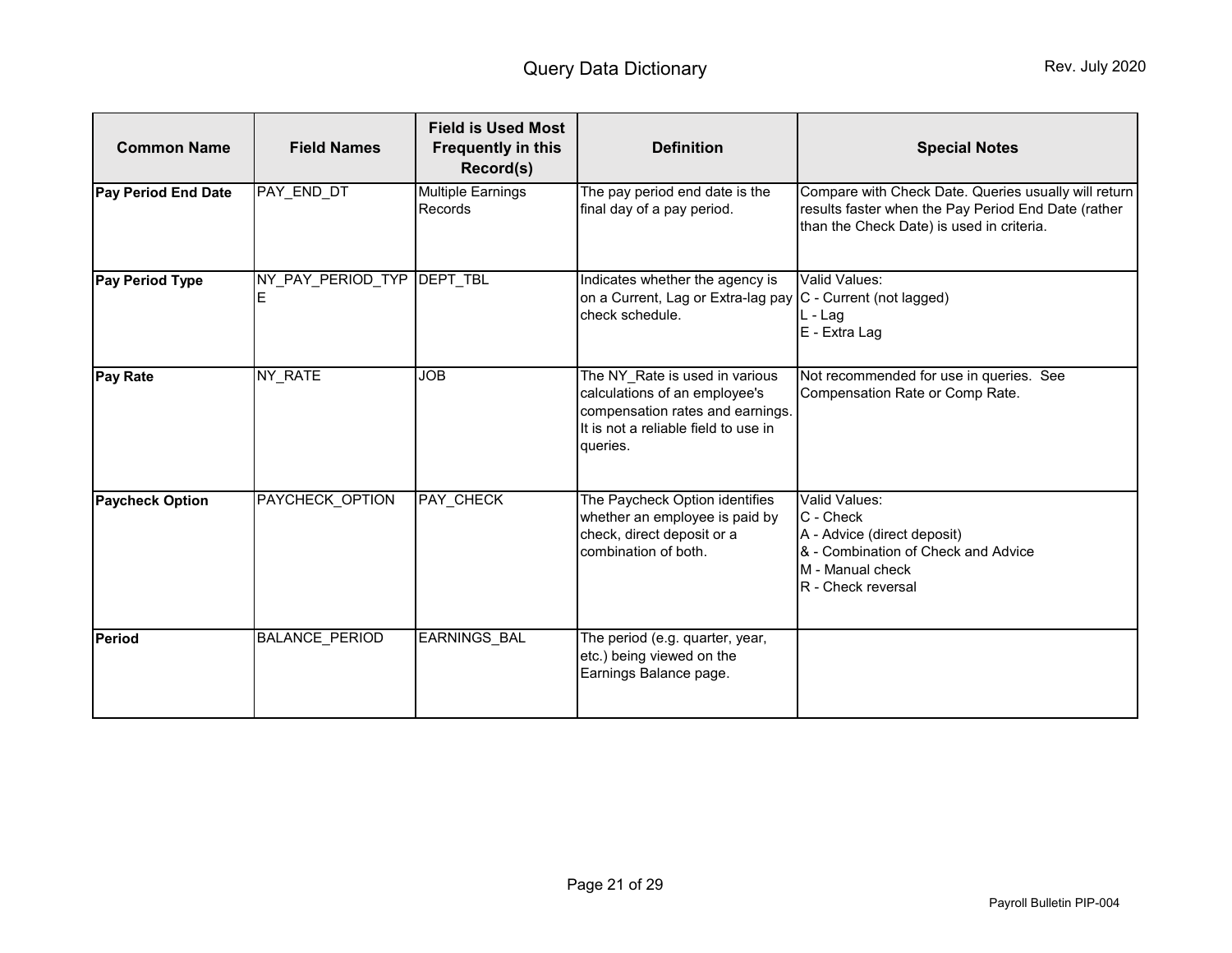| Common Name | Field Names | Field is Used Most Frequently in this Record(s) | Definition | Special Notes |
|---|---|---|---|---|
| **Pay Period End Date** | PAY_END_DT | Multiple Earnings Records | The pay period end date is the final day of a pay period. | Compare with Check Date. Queries usually will return results faster when the Pay Period End Date (rather than the Check Date) is used in criteria. |
| **Pay Period Type** | NY_PAY_PERIOD_TYPE | DEPT_TBL | Indicates whether the agency is on a Current, Lag or Extra-lag pay check schedule. | Valid Values:<br>C - Current (not lagged)<br>L - Lag<br>E - Extra Lag |
| **Pay Rate** | NY_RATE | JOB | The NY_Rate is used in various calculations of an employee's compensation rates and earnings. It is not a reliable field to use in queries. | Not recommended for use in queries. See Compensation Rate or Comp Rate. |
| **Paycheck Option** | PAYCHECK_OPTION | PAY_CHECK | The Paycheck Option identifies whether an employee is paid by check, direct deposit or a combination of both. | Valid Values:<br>C - Check<br>A - Advice (direct deposit)<br>& - Combination of Check and Advice<br>M - Manual check<br>R - Check reversal |
| **Period** | BALANCE_PERIOD | EARNINGS_BAL | The period (e.g. quarter, year, etc.) being viewed on the Earnings Balance page. | |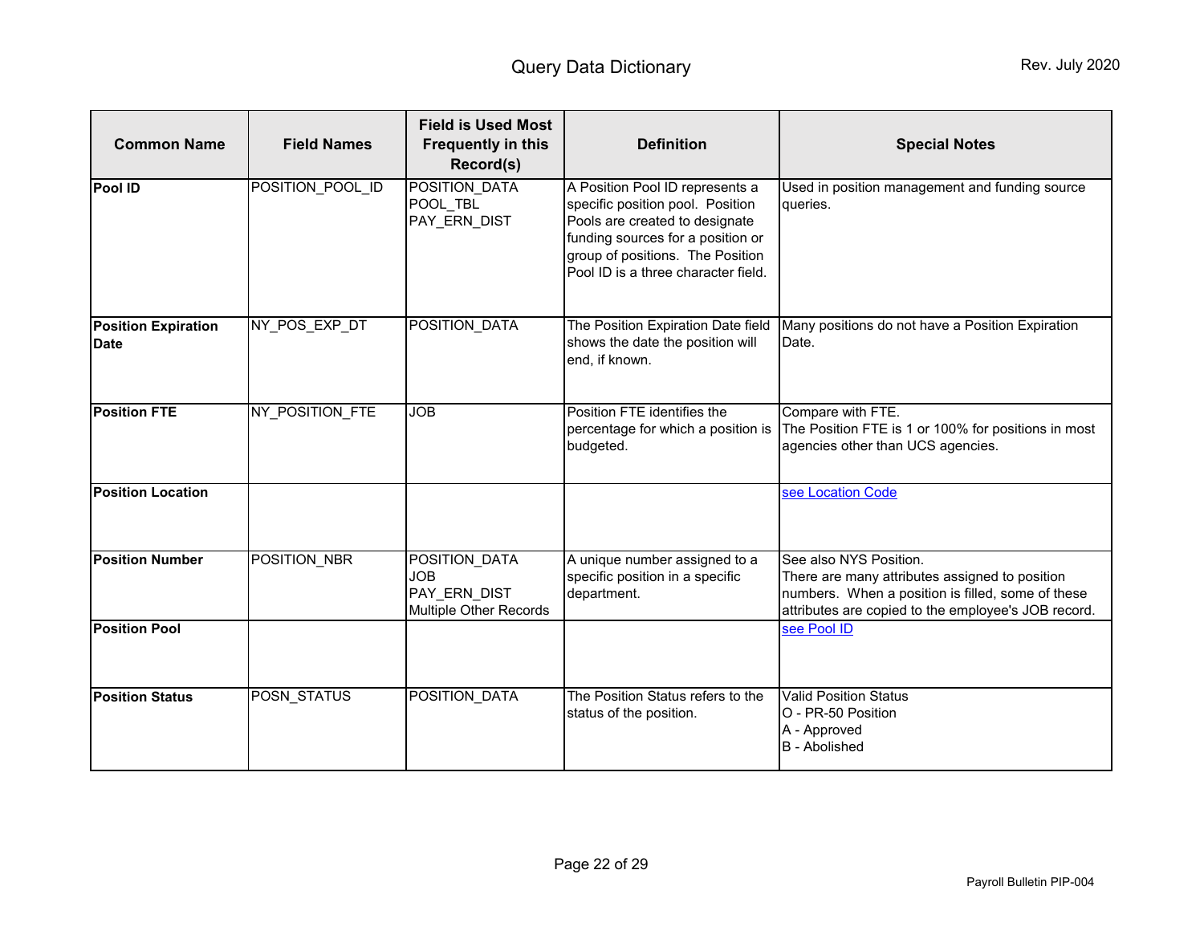| Common Name | Field Names | Field is Used Most Frequently in this Record(s) | Definition | Special Notes |
|---|---|---|---|---|
| **Pool ID** | POSITION_POOL_ID | POSITION_DATA<br>POOL_TBL<br>PAY_ERN_DIST | A Position Pool ID represents a specific position pool. Position Pools are created to designate funding sources for a position or group of positions. The Position Pool ID is a three character field. | Used in position management and funding source queries. |
| **Position Expiration Date** | NY_POS_EXP_DT | POSITION_DATA | The Position Expiration Date field shows the date the position will end, if known. | Many positions do not have a Position Expiration Date. |
| **Position FTE** | NY_POSITION_FTE | JOB | Position FTE identifies the percentage for which a position is budgeted. | Compare with FTE.<br>The Position FTE is 1 or 100% for positions in most agencies other than UCS agencies. |
| **Position Location** | | | | see Location Code |
| **Position Number** | POSITION_NBR | POSITION_DATA<br>JOB<br>PAY_ERN_DIST<br>Multiple Other Records | A unique number assigned to a specific position in a specific department. | See also NYS Position.<br>There are many attributes assigned to position numbers. When a position is filled, some of these attributes are copied to the employee's JOB record. |
| **Position Pool** | | | | see Pool ID |
| **Position Status** | POSN_STATUS | POSITION_DATA | The Position Status refers to the status of the position. | Valid Position Status<br>O - PR-50 Position<br>A - Approved<br>B - Abolished |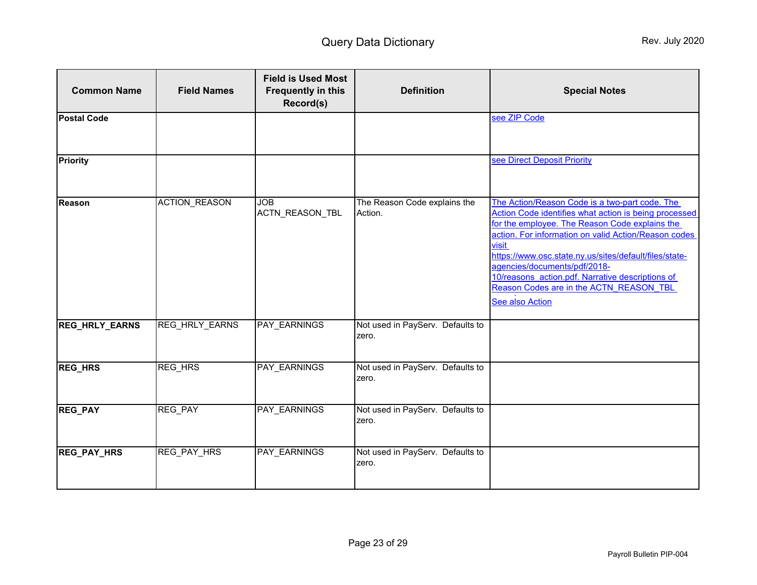# Query Data Dictionary

Rev. July 2020

| Common Name | Field Names | Field is Used Most Frequently in this Record(s) | Definition | Special Notes |
|---|---|---|---|---|
| **Postal Code** | | | | see ZIP Code |
| **Priority** | | | | see Direct Deposit Priority |
| **Reason** | ACTION_REASON | JOB ACTN_REASON_TBL | The Reason Code explains the Action. | The Action/Reason Code is a two-part code. The Action Code identifies what action is being processed for the employee. The Reason Code explains the action. For information on valid Action/Reason codes visit https://www.osc.state.ny.us/sites/default/files/state-agencies/documents/pdf/2018-10/reasons_action.pdf. Narrative descriptions of Reason Codes are in the ACTN_REASON_TBL See also Action |
| **REG_HRLY_EARNS** | REG_HRLY_EARNS | PAY_EARNINGS | Not used in PayServ. Defaults to zero. | |
| **REG_HRS** | REG_HRS | PAY_EARNINGS | Not used in PayServ. Defaults to zero. | |
| **REG_PAY** | REG_PAY | PAY_EARNINGS | Not used in PayServ. Defaults to zero. | |
| **REG_PAY_HRS** | REG_PAY_HRS | PAY_EARNINGS | Not used in PayServ. Defaults to zero. | |

Payroll Bulletin PIP-004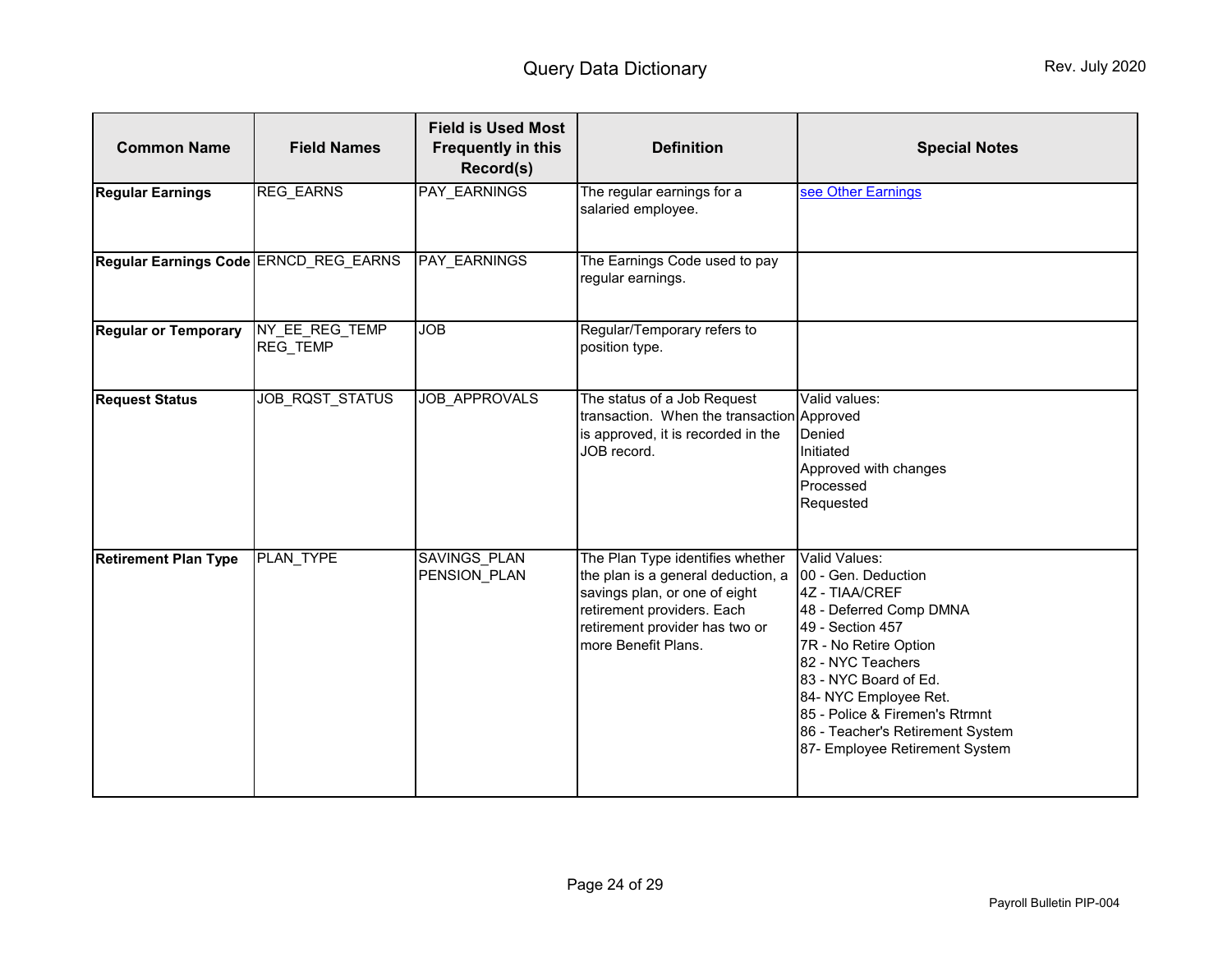| Common Name | Field Names | Field is Used Most Frequently in this Record(s) | Definition | Special Notes |
|---|---|---|---|---|
| **Regular Earnings** | REG_EARNS | PAY_EARNINGS | The regular earnings for a salaried employee. | see Other Earnings |
| **Regular Earnings Code** | ERNCD_REG_EARNS | PAY_EARNINGS | The Earnings Code used to pay regular earnings. | |
| **Regular or Temporary** | NY_EE_REG_TEMP<br>REG_TEMP | JOB | Regular/Temporary refers to position type. | |
| **Request Status** | JOB_RQST_STATUS | JOB_APPROVALS | The status of a Job Request transaction. When the transaction is approved, it is recorded in the JOB record. | Valid values:<br>Approved<br>Denied<br>Initiated<br>Approved with changes<br>Processed<br>Requested |
| **Retirement Plan Type** | PLAN_TYPE | SAVINGS_PLAN<br>PENSION_PLAN | The Plan Type identifies whether the plan is a general deduction, a savings plan, or one of eight retirement providers. Each retirement provider has two or more Benefit Plans. | Valid Values:<br>00 - Gen. Deduction<br>4Z - TIAA/CREF<br>48 - Deferred Comp DMNA<br>49 - Section 457<br>7R - No Retire Option<br>82 - NYC Teachers<br>83 - NYC Board of Ed.<br>84- NYC Employee Ret.<br>85 - Police & Firemen's Rtrmnt<br>86 - Teacher's Retirement System<br>87- Employee Retirement System |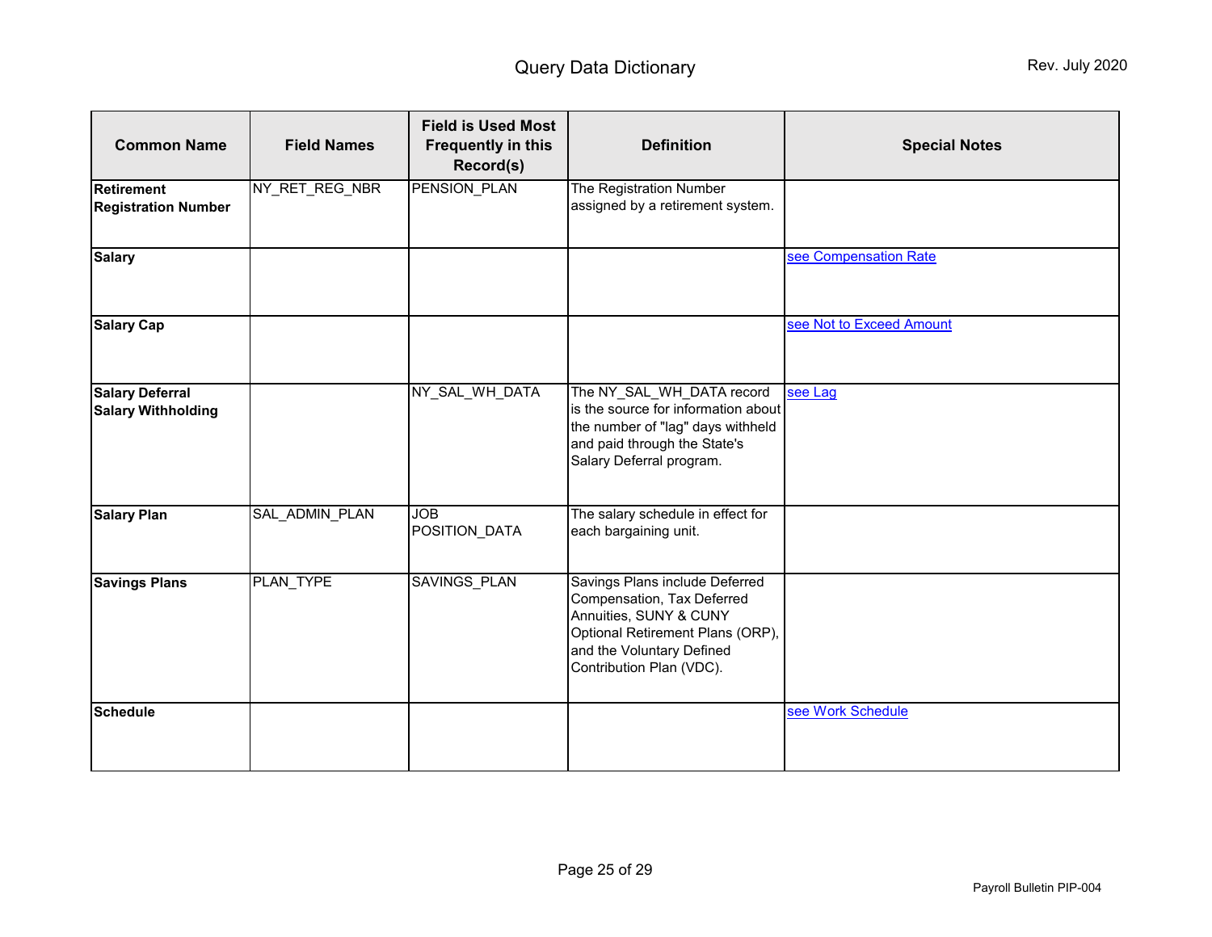| Common Name | Field Names | Field is Used Most Frequently in this Record(s) | Definition | Special Notes |
|---|---|---|---|---|
| **Retirement Registration Number** | NY_RET_REG_NBR | PENSION_PLAN | The Registration Number assigned by a retirement system. | |
| **Salary** | | | | see Compensation Rate |
| **Salary Cap** | | | | see Not to Exceed Amount |
| **Salary Deferral Salary Withholding** | | NY_SAL_WH_DATA | The NY_SAL_WH_DATA record is the source for information about the number of "lag" days withheld and paid through the State's Salary Deferral program. | see Lag |
| **Salary Plan** | SAL_ADMIN_PLAN | JOB POSITION_DATA | The salary schedule in effect for each bargaining unit. | |
| **Savings Plans** | PLAN_TYPE | SAVINGS_PLAN | Savings Plans include Deferred Compensation, Tax Deferred Annuities, SUNY & CUNY Optional Retirement Plans (ORP), and the Voluntary Defined Contribution Plan (VDC). | |
| **Schedule** | | | | see Work Schedule |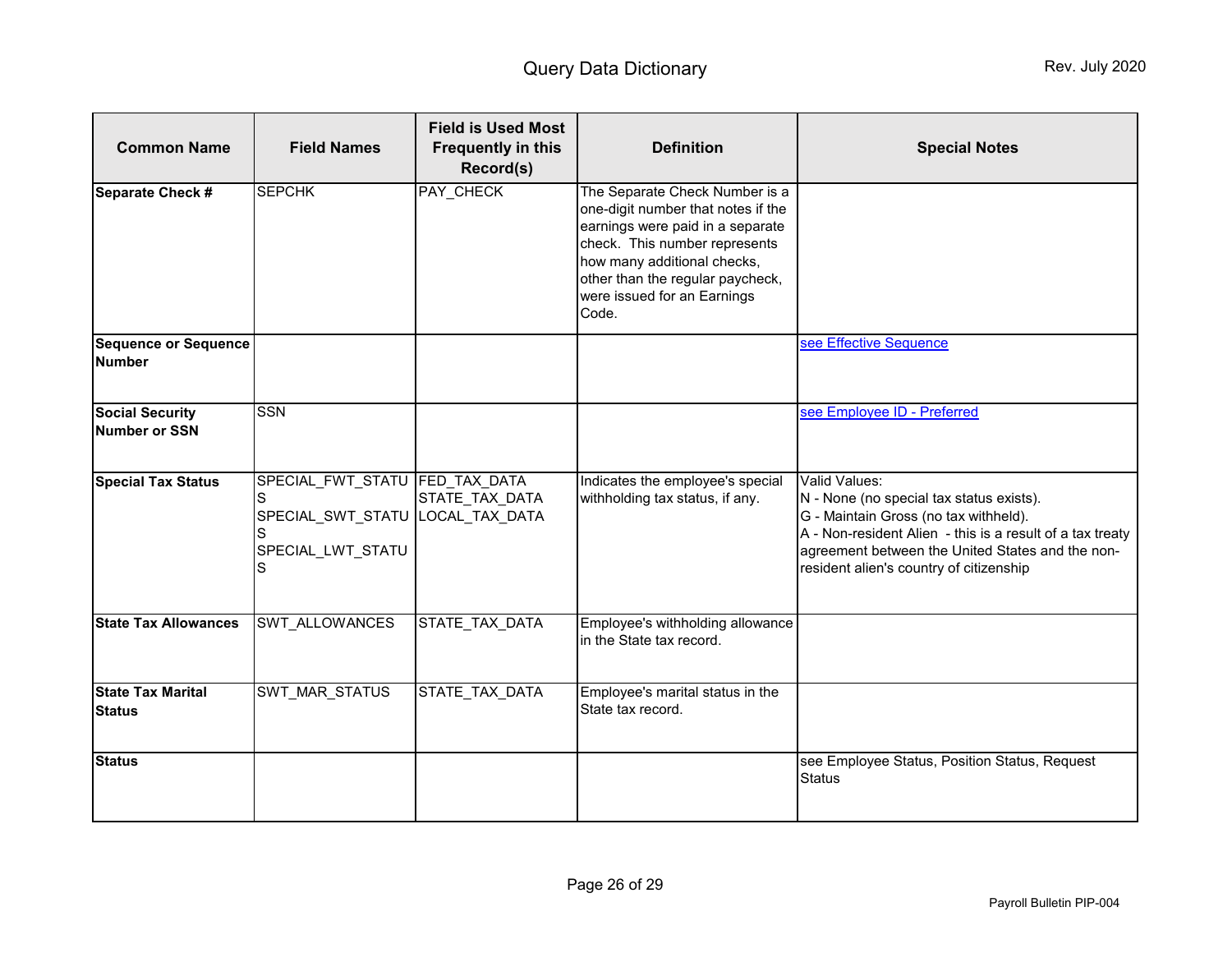# Query Data Dictionary

Rev. July 2020

| Common Name | Field Names | Field is Used Most Frequently in this Record(s) | Definition | Special Notes |
|---|---|---|---|---|
| **Separate Check #** | SEPCHK | PAY_CHECK | The Separate Check Number is a one-digit number that notes if the earnings were paid in a separate check. This number represents how many additional checks, other than the regular paycheck, were issued for an Earnings Code. | |
| **Sequence or Sequence Number** | | | | see Effective Sequence |
| **Social Security Number or SSN** | SSN | | | see Employee ID - Preferred |
| **Special Tax Status** | SPECIAL_FWT_STATUS<br>SPECIAL_SWT_STATUS<br>SPECIAL_LWT_STATUS | FED_TAX_DATA<br>STATE_TAX_DATA<br>LOCAL_TAX_DATA | Indicates the employee's special withholding tax status, if any. | Valid Values:<br>N - None (no special tax status exists).<br>G - Maintain Gross (no tax withheld).<br>A - Non-resident Alien - this is a result of a tax treaty agreement between the United States and the non-resident alien's country of citizenship |
| **State Tax Allowances** | SWT_ALLOWANCES | STATE_TAX_DATA | Employee's withholding allowance in the State tax record. | |
| **State Tax Marital Status** | SWT_MAR_STATUS | STATE_TAX_DATA | Employee's marital status in the State tax record. | |
| **Status** | | | | see Employee Status, Position Status, Request Status |

Payroll Bulletin PIP-004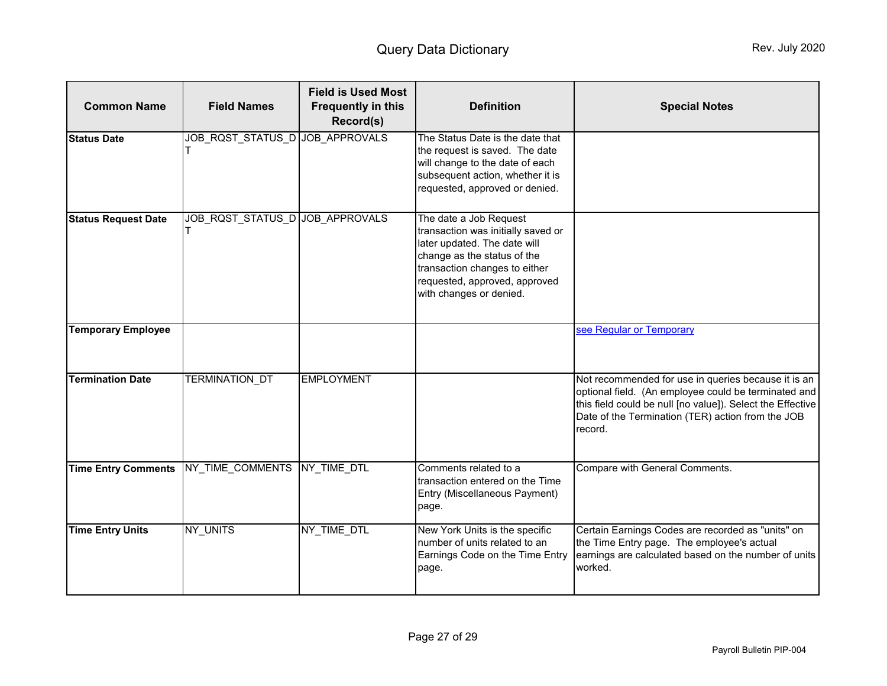| Common Name | Field Names | Field is Used Most Frequently in this Record(s) | Definition | Special Notes |
|---|---|---|---|---|
| **Status Date** | JOB_RQST_STATUS_DT | JOB_APPROVALS | The Status Date is the date that the request is saved. The date will change to the date of each subsequent action, whether it is requested, approved or denied. | |
| **Status Request Date** | JOB_RQST_STATUS_DT | JOB_APPROVALS | The date a Job Request transaction was initially saved or later updated. The date will change as the status of the transaction changes to either requested, approved, approved with changes or denied. | |
| **Temporary Employee** | | | | see Regular or Temporary |
| **Termination Date** | TERMINATION_DT | EMPLOYMENT | | Not recommended for use in queries because it is an optional field. (An employee could be terminated and this field could be null [no value]). Select the Effective Date of the Termination (TER) action from the JOB record. |
| **Time Entry Comments** | NY_TIME_COMMENTS | NY_TIME_DTL | Comments related to a transaction entered on the Time Entry (Miscellaneous Payment) page. | Compare with General Comments. |
| **Time Entry Units** | NY_UNITS | NY_TIME_DTL | New York Units is the specific number of units related to an Earnings Code on the Time Entry page. | Certain Earnings Codes are recorded as "units" on the Time Entry page. The employee's actual earnings are calculated based on the number of units worked. |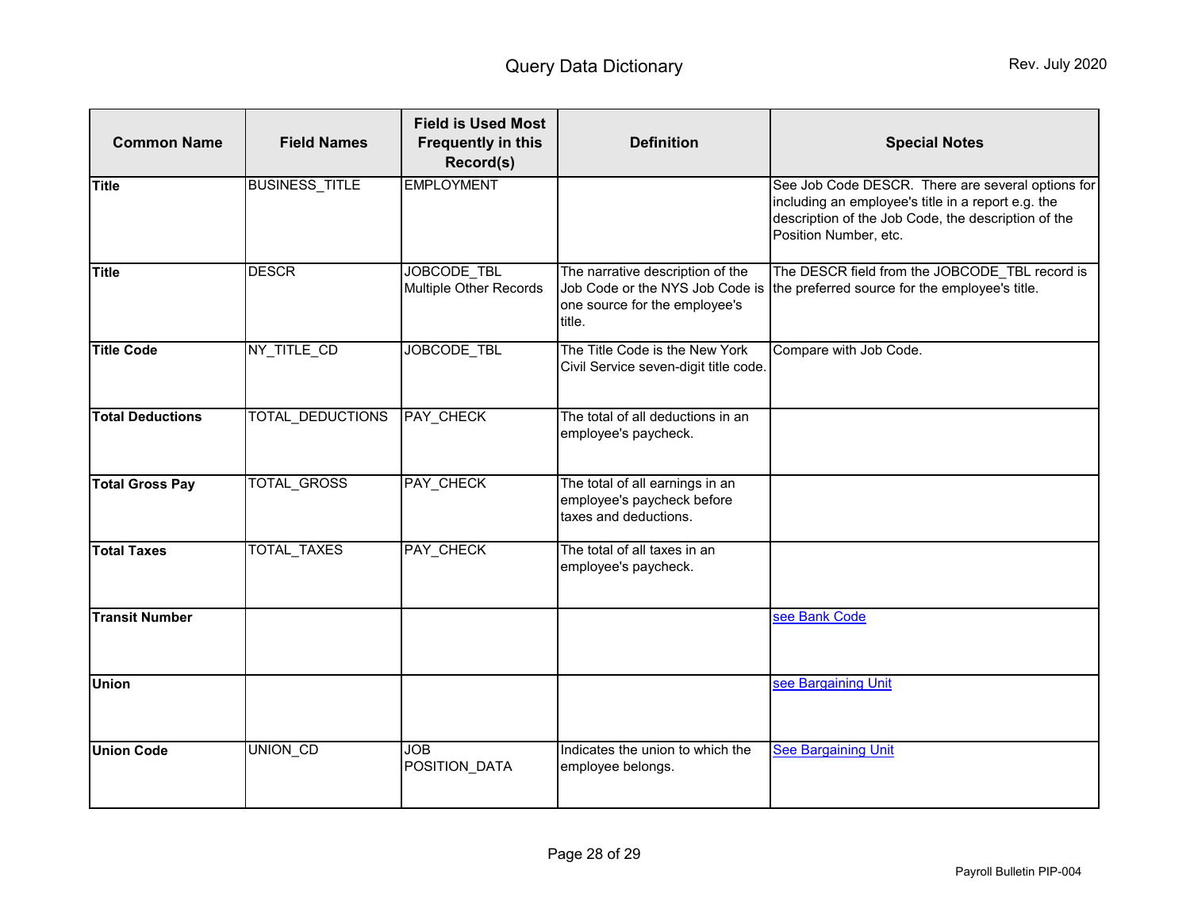# Query Data Dictionary

Rev. July 2020

| Common Name | Field Names | Field is Used Most Frequently in this Record(s) | Definition | Special Notes |
|---|---|---|---|---|
| **Title** | BUSINESS_TITLE | EMPLOYMENT | | See Job Code DESCR. There are several options for including an employee's title in a report e.g. the description of the Job Code, the description of the Position Number, etc. |
| **Title** | DESCR | JOBCODE_TBL<br>Multiple Other Records | The narrative description of the Job Code or the NYS Job Code is one source for the employee's title. | The DESCR field from the JOBCODE_TBL record is the preferred source for the employee's title. |
| **Title Code** | NY_TITLE_CD | JOBCODE_TBL | The Title Code is the New York Civil Service seven-digit title code. | Compare with Job Code. |
| **Total Deductions** | TOTAL_DEDUCTIONS | PAY_CHECK | The total of all deductions in an employee's paycheck. | |
| **Total Gross Pay** | TOTAL_GROSS | PAY_CHECK | The total of all earnings in an employee's paycheck before taxes and deductions. | |
| **Total Taxes** | TOTAL_TAXES | PAY_CHECK | The total of all taxes in an employee's paycheck. | |
| **Transit Number** | | | | see Bank Code |
| **Union** | | | | see Bargaining Unit |
| **Union Code** | UNION_CD | JOB<br>POSITION_DATA | Indicates the union to which the employee belongs. | See Bargaining Unit |

Payroll Bulletin PIP-004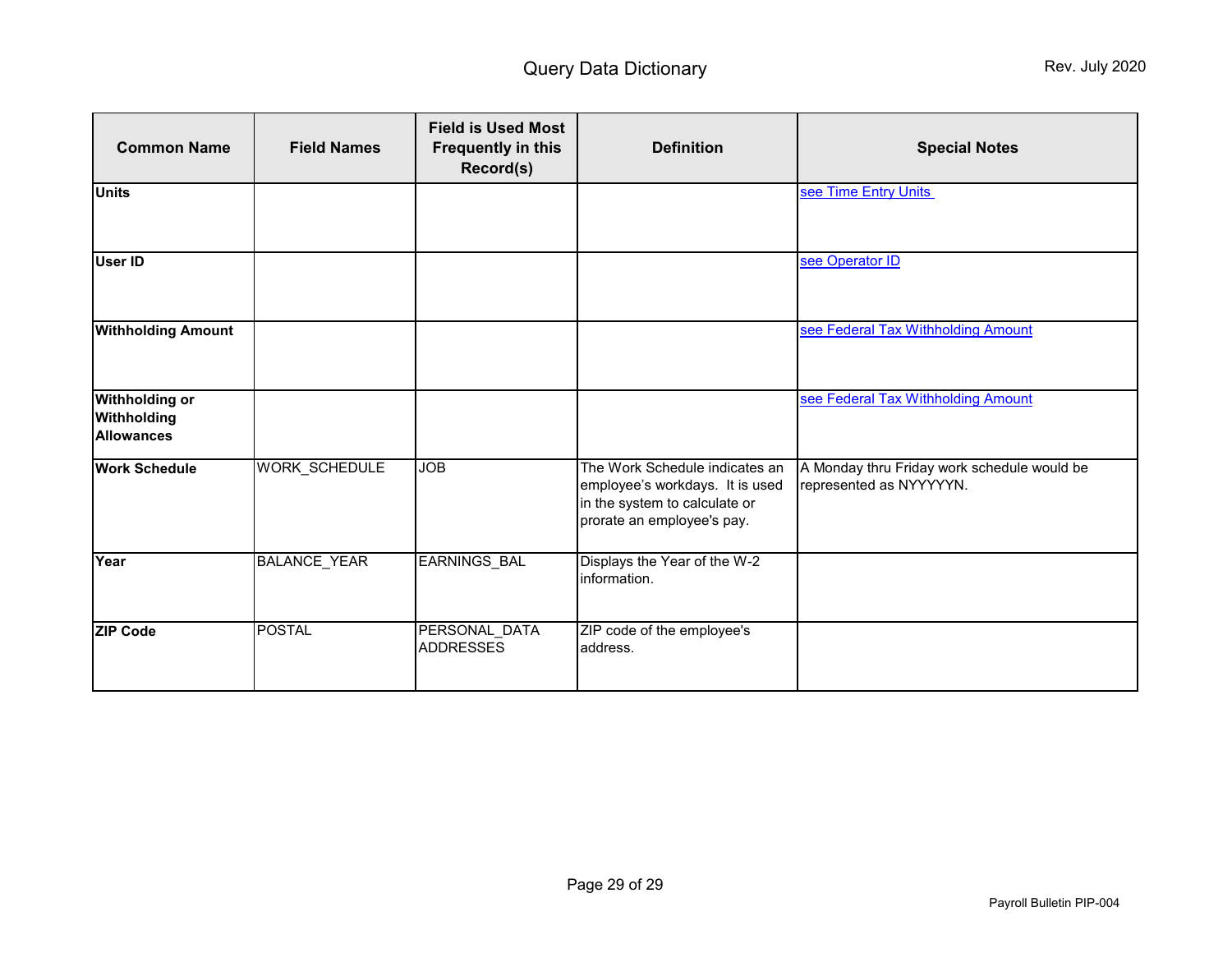| Common Name | Field Names | Field is Used Most Frequently in this Record(s) | Definition | Special Notes |
|---|---|---|---|---|
| **Units** | | | | see Time Entry Units |
| **User ID** | | | | see Operator ID |
| **Withholding Amount** | | | | see Federal Tax Withholding Amount |
| **Withholding or Withholding Allowances** | | | | see Federal Tax Withholding Amount |
| **Work Schedule** | WORK_SCHEDULE | JOB | The Work Schedule indicates an employee's workdays. It is used in the system to calculate or prorate an employee's pay. | A Monday thru Friday work schedule would be represented as NYYYYYN. |
| **Year** | BALANCE_YEAR | EARNINGS_BAL | Displays the Year of the W-2 information. | |
| **ZIP Code** | POSTAL | PERSONAL_DATA ADDRESSES | ZIP code of the employee's address. | |